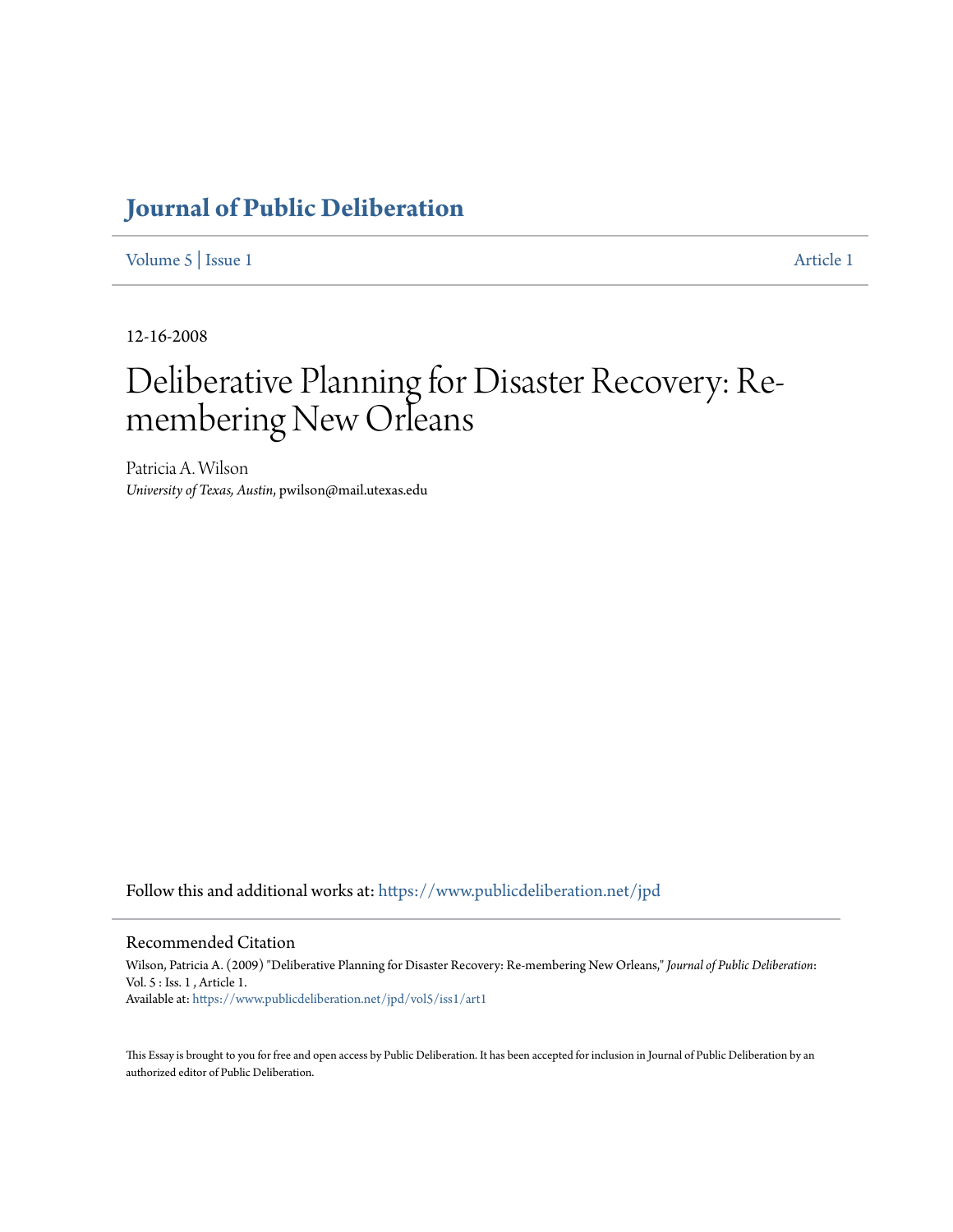# Journal of Public Deliberation

Volume 5 | Issue 1 | Article 1

12-16-2008

# Deliberative Planning for Disaster Recovery: Re-membering New Orleans

Patricia A. Wilson
*University of Texas, Austin*, pwilson@mail.utexas.edu

Follow this and additional works at: https://www.publicdeliberation.net/jpd

## Recommended Citation

Wilson, Patricia A. (2009) "Deliberative Planning for Disaster Recovery: Re-membering New Orleans," *Journal of Public Deliberation*: Vol. 5 : Iss. 1 , Article 1.
Available at: https://www.publicdeliberation.net/jpd/vol5/iss1/art1

This Essay is brought to you for free and open access by Public Deliberation. It has been accepted for inclusion in Journal of Public Deliberation by an authorized editor of Public Deliberation.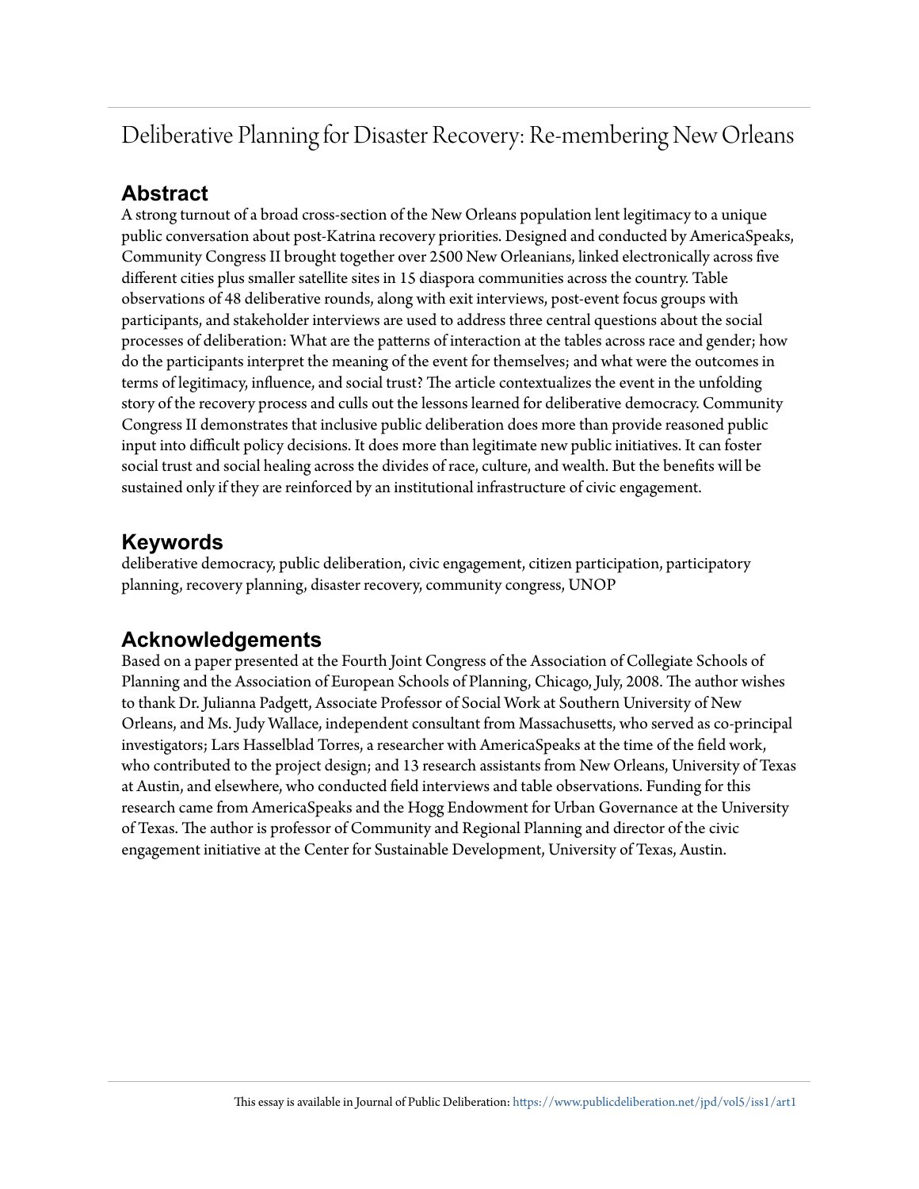# Deliberative Planning for Disaster Recovery: Re-membering New Orleans

## Abstract

A strong turnout of a broad cross-section of the New Orleans population lent legitimacy to a unique public conversation about post-Katrina recovery priorities. Designed and conducted by AmericaSpeaks, Community Congress II brought together over 2500 New Orleanians, linked electronically across five different cities plus smaller satellite sites in 15 diaspora communities across the country. Table observations of 48 deliberative rounds, along with exit interviews, post-event focus groups with participants, and stakeholder interviews are used to address three central questions about the social processes of deliberation: What are the patterns of interaction at the tables across race and gender; how do the participants interpret the meaning of the event for themselves; and what were the outcomes in terms of legitimacy, influence, and social trust? The article contextualizes the event in the unfolding story of the recovery process and culls out the lessons learned for deliberative democracy. Community Congress II demonstrates that inclusive public deliberation does more than provide reasoned public input into difficult policy decisions. It does more than legitimate new public initiatives. It can foster social trust and social healing across the divides of race, culture, and wealth. But the benefits will be sustained only if they are reinforced by an institutional infrastructure of civic engagement.

## Keywords

deliberative democracy, public deliberation, civic engagement, citizen participation, participatory planning, recovery planning, disaster recovery, community congress, UNOP

## Acknowledgements

Based on a paper presented at the Fourth Joint Congress of the Association of Collegiate Schools of Planning and the Association of European Schools of Planning, Chicago, July, 2008. The author wishes to thank Dr. Julianna Padgett, Associate Professor of Social Work at Southern University of New Orleans, and Ms. Judy Wallace, independent consultant from Massachusetts, who served as co-principal investigators; Lars Hasselblad Torres, a researcher with AmericaSpeaks at the time of the field work, who contributed to the project design; and 13 research assistants from New Orleans, University of Texas at Austin, and elsewhere, who conducted field interviews and table observations. Funding for this research came from AmericaSpeaks and the Hogg Endowment for Urban Governance at the University of Texas. The author is professor of Community and Regional Planning and director of the civic engagement initiative at the Center for Sustainable Development, University of Texas, Austin.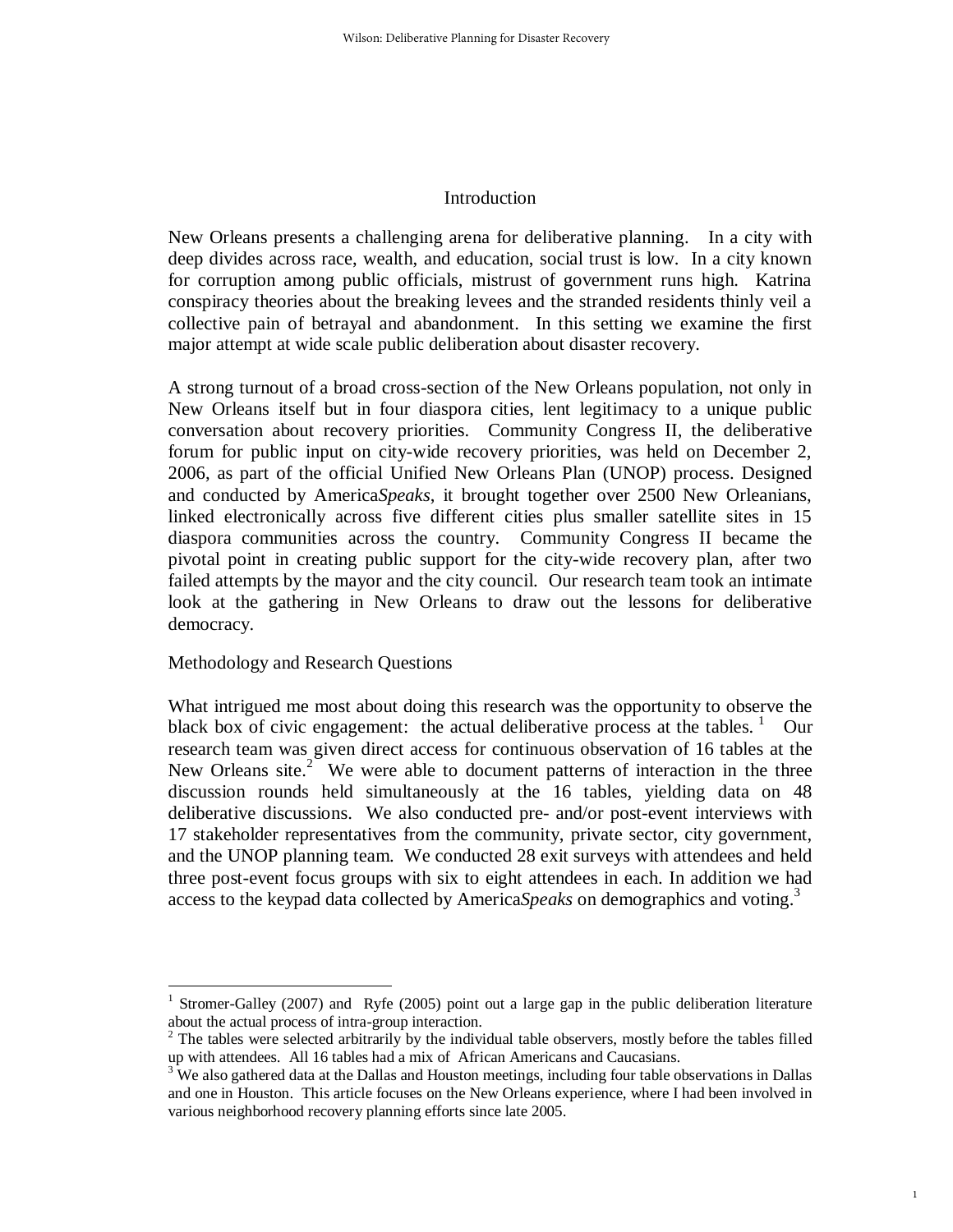## Introduction

New Orleans presents a challenging arena for deliberative planning. In a city with deep divides across race, wealth, and education, social trust is low. In a city known for corruption among public officials, mistrust of government runs high. Katrina conspiracy theories about the breaking levees and the stranded residents thinly veil a collective pain of betrayal and abandonment. In this setting we examine the first major attempt at wide scale public deliberation about disaster recovery.

A strong turnout of a broad cross-section of the New Orleans population, not only in New Orleans itself but in four diaspora cities, lent legitimacy to a unique public conversation about recovery priorities. Community Congress II, the deliberative forum for public input on city-wide recovery priorities, was held on December 2, 2006, as part of the official Unified New Orleans Plan (UNOP) process. Designed and conducted by America*Speaks*, it brought together over 2500 New Orleanians, linked electronically across five different cities plus smaller satellite sites in 15 diaspora communities across the country. Community Congress II became the pivotal point in creating public support for the city-wide recovery plan, after two failed attempts by the mayor and the city council. Our research team took an intimate look at the gathering in New Orleans to draw out the lessons for deliberative democracy.

### Methodology and Research Questions

What intrigued me most about doing this research was the opportunity to observe the black box of civic engagement: the actual deliberative process at the tables.[1] Our research team was given direct access for continuous observation of 16 tables at the New Orleans site.[2] We were able to document patterns of interaction in the three discussion rounds held simultaneously at the 16 tables, yielding data on 48 deliberative discussions. We also conducted pre- and/or post-event interviews with 17 stakeholder representatives from the community, private sector, city government, and the UNOP planning team. We conducted 28 exit surveys with attendees and held three post-event focus groups with six to eight attendees in each. In addition we had access to the keypad data collected by America*Speaks* on demographics and voting.[3]

---

[1] Stromer-Galley (2007) and Ryfe (2005) point out a large gap in the public deliberation literature about the actual process of intra-group interaction.

[2] The tables were selected arbitrarily by the individual table observers, mostly before the tables filled up with attendees. All 16 tables had a mix of African Americans and Caucasians.

[3] We also gathered data at the Dallas and Houston meetings, including four table observations in Dallas and one in Houston. This article focuses on the New Orleans experience, where I had been involved in various neighborhood recovery planning efforts since late 2005.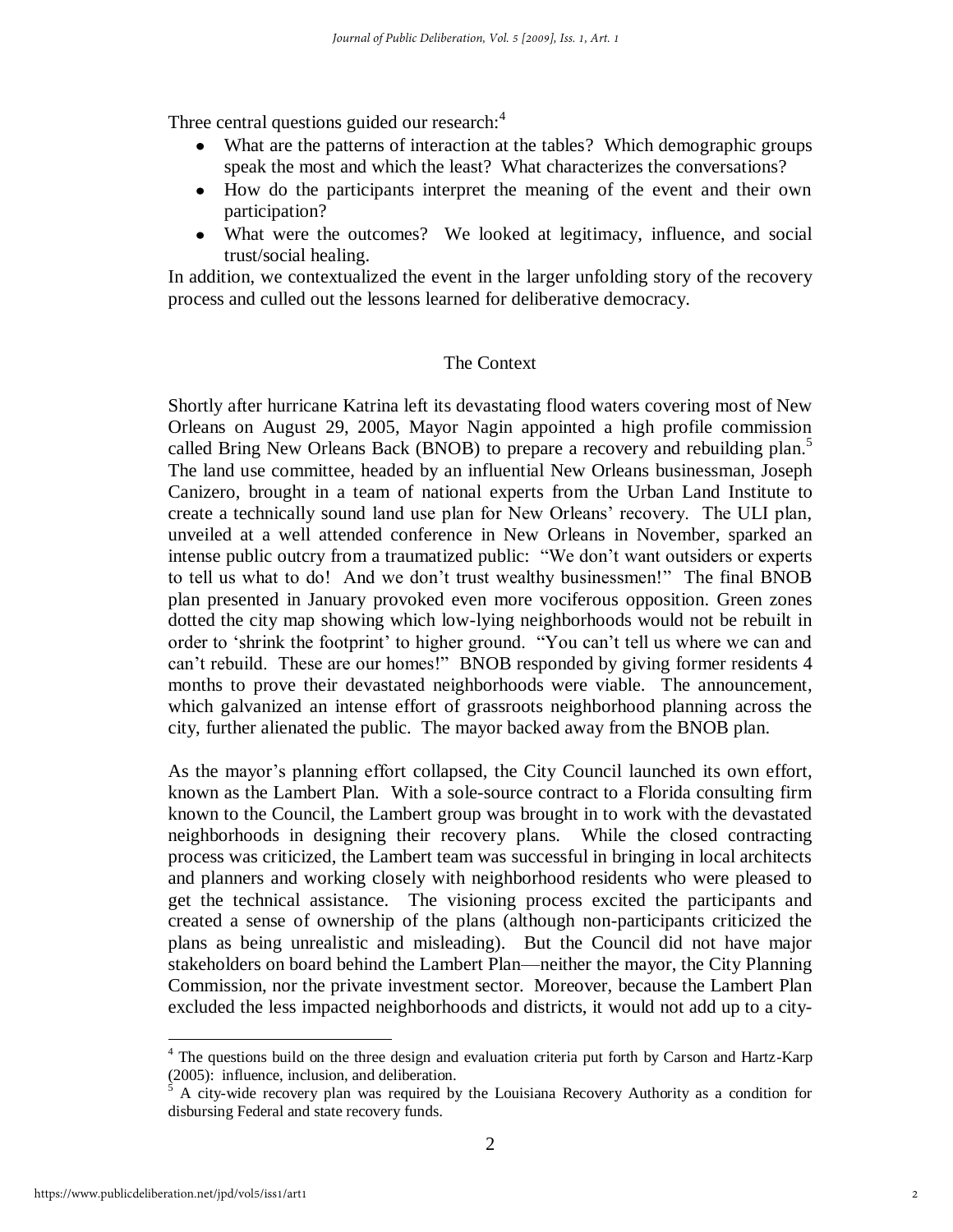Three central questions guided our research:[4]

- What are the patterns of interaction at the tables? Which demographic groups speak the most and which the least? What characterizes the conversations?
- How do the participants interpret the meaning of the event and their own participation?
- What were the outcomes? We looked at legitimacy, influence, and social trust/social healing.

In addition, we contextualized the event in the larger unfolding story of the recovery process and culled out the lessons learned for deliberative democracy.

## The Context

Shortly after hurricane Katrina left its devastating flood waters covering most of New Orleans on August 29, 2005, Mayor Nagin appointed a high profile commission called Bring New Orleans Back (BNOB) to prepare a recovery and rebuilding plan.[5] The land use committee, headed by an influential New Orleans businessman, Joseph Canizero, brought in a team of national experts from the Urban Land Institute to create a technically sound land use plan for New Orleans' recovery. The ULI plan, unveiled at a well attended conference in New Orleans in November, sparked an intense public outcry from a traumatized public: "We don't want outsiders or experts to tell us what to do! And we don't trust wealthy businessmen!" The final BNOB plan presented in January provoked even more vociferous opposition. Green zones dotted the city map showing which low-lying neighborhoods would not be rebuilt in order to 'shrink the footprint' to higher ground. "You can't tell us where we can and can't rebuild. These are our homes!" BNOB responded by giving former residents 4 months to prove their devastated neighborhoods were viable. The announcement, which galvanized an intense effort of grassroots neighborhood planning across the city, further alienated the public. The mayor backed away from the BNOB plan.

As the mayor's planning effort collapsed, the City Council launched its own effort, known as the Lambert Plan. With a sole-source contract to a Florida consulting firm known to the Council, the Lambert group was brought in to work with the devastated neighborhoods in designing their recovery plans. While the closed contracting process was criticized, the Lambert team was successful in bringing in local architects and planners and working closely with neighborhood residents who were pleased to get the technical assistance. The visioning process excited the participants and created a sense of ownership of the plans (although non-participants criticized the plans as being unrealistic and misleading). But the Council did not have major stakeholders on board behind the Lambert Plan—neither the mayor, the City Planning Commission, nor the private investment sector. Moreover, because the Lambert Plan excluded the less impacted neighborhoods and districts, it would not add up to a city-

---

[4] The questions build on the three design and evaluation criteria put forth by Carson and Hartz-Karp (2005): influence, inclusion, and deliberation.

[5] A city-wide recovery plan was required by the Louisiana Recovery Authority as a condition for disbursing Federal and state recovery funds.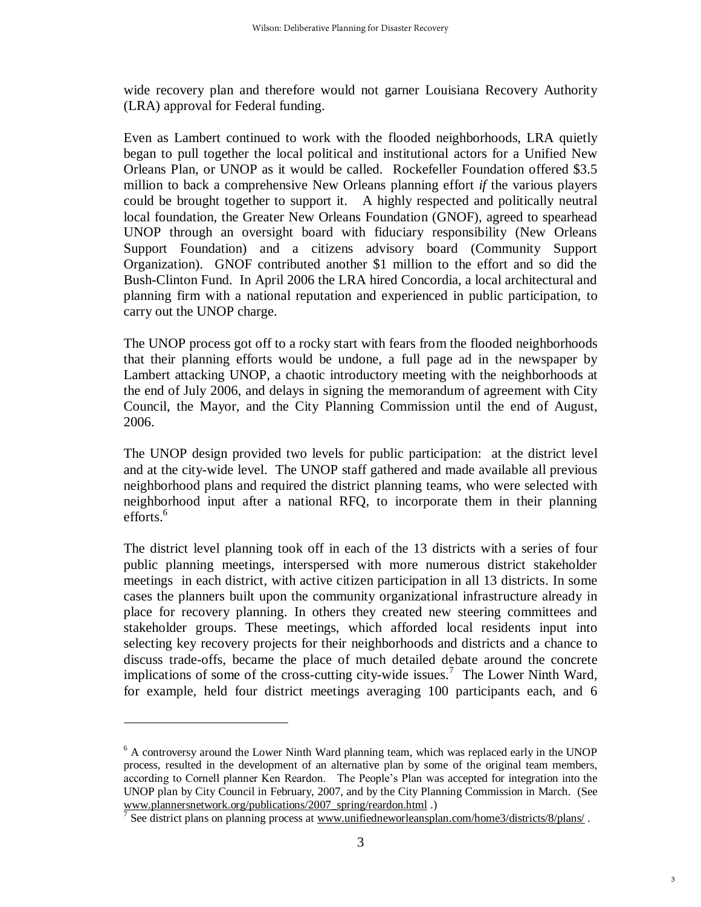wide recovery plan and therefore would not garner Louisiana Recovery Authority (LRA) approval for Federal funding.

Even as Lambert continued to work with the flooded neighborhoods, LRA quietly began to pull together the local political and institutional actors for a Unified New Orleans Plan, or UNOP as it would be called. Rockefeller Foundation offered $3.5 million to back a comprehensive New Orleans planning effort *if* the various players could be brought together to support it. A highly respected and politically neutral local foundation, the Greater New Orleans Foundation (GNOF), agreed to spearhead UNOP through an oversight board with fiduciary responsibility (New Orleans Support Foundation) and a citizens advisory board (Community Support Organization). GNOF contributed another $1 million to the effort and so did the Bush-Clinton Fund. In April 2006 the LRA hired Concordia, a local architectural and planning firm with a national reputation and experienced in public participation, to carry out the UNOP charge.

The UNOP process got off to a rocky start with fears from the flooded neighborhoods that their planning efforts would be undone, a full page ad in the newspaper by Lambert attacking UNOP, a chaotic introductory meeting with the neighborhoods at the end of July 2006, and delays in signing the memorandum of agreement with City Council, the Mayor, and the City Planning Commission until the end of August, 2006.

The UNOP design provided two levels for public participation: at the district level and at the city-wide level. The UNOP staff gathered and made available all previous neighborhood plans and required the district planning teams, who were selected with neighborhood input after a national RFQ, to incorporate them in their planning efforts.[6]

The district level planning took off in each of the 13 districts with a series of four public planning meetings, interspersed with more numerous district stakeholder meetings in each district, with active citizen participation in all 13 districts. In some cases the planners built upon the community organizational infrastructure already in place for recovery planning. In others they created new steering committees and stakeholder groups. These meetings, which afforded local residents input into selecting key recovery projects for their neighborhoods and districts and a chance to discuss trade-offs, became the place of much detailed debate around the concrete implications of some of the cross-cutting city-wide issues.[7] The Lower Ninth Ward, for example, held four district meetings averaging 100 participants each, and 6

---

[6] A controversy around the Lower Ninth Ward planning team, which was replaced early in the UNOP process, resulted in the development of an alternative plan by some of the original team members, according to Cornell planner Ken Reardon. The People's Plan was accepted for integration into the UNOP plan by City Council in February, 2007, and by the City Planning Commission in March. (See www.plannersnetwork.org/publications/2007_spring/reardon.html .)

[7] See district plans on planning process at www.unifiedneworleansplan.com/home3/districts/8/plans/ .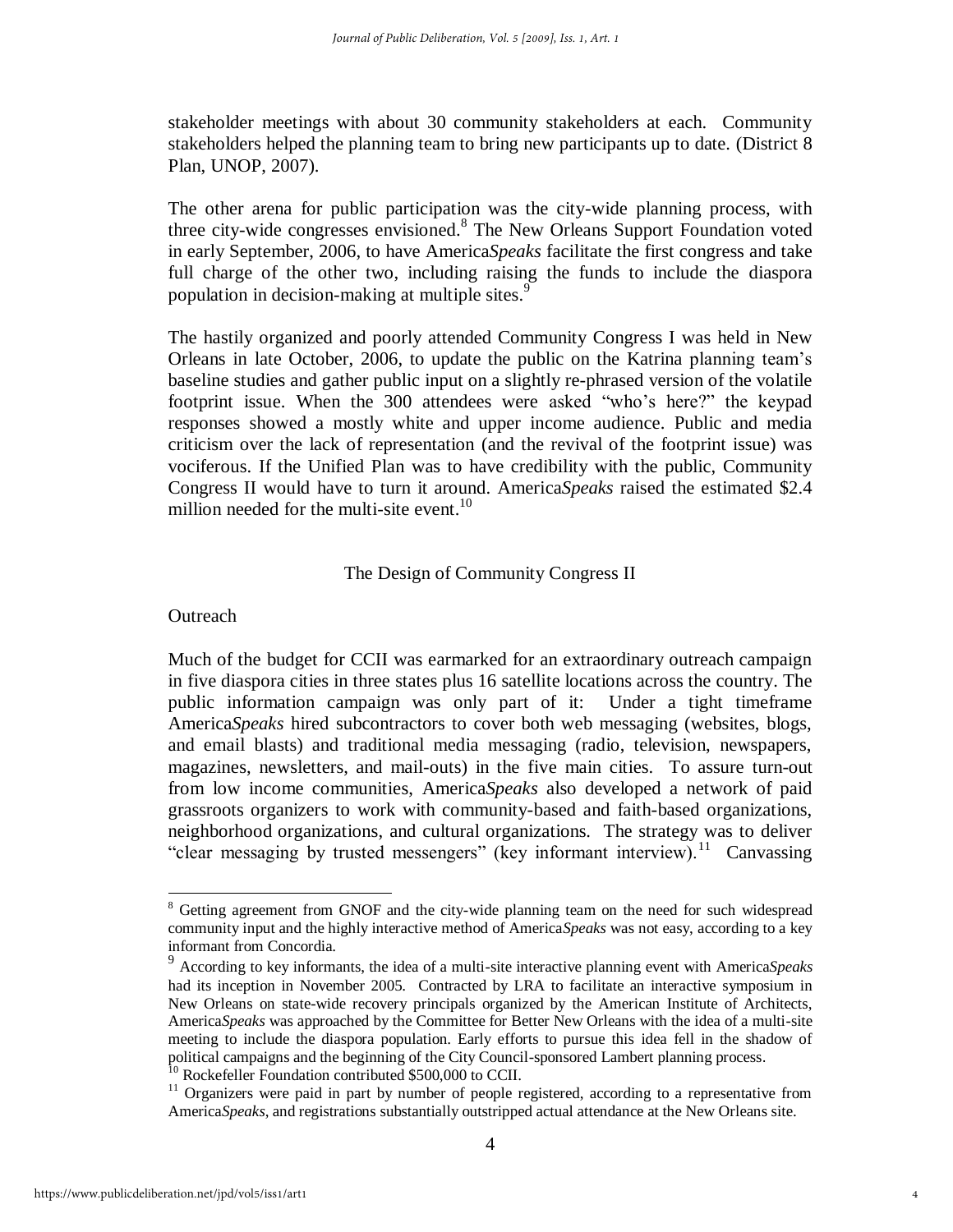stakeholder meetings with about 30 community stakeholders at each. Community stakeholders helped the planning team to bring new participants up to date. (District 8 Plan, UNOP, 2007).

The other arena for public participation was the city-wide planning process, with three city-wide congresses envisioned.[8] The New Orleans Support Foundation voted in early September, 2006, to have America*Speaks* facilitate the first congress and take full charge of the other two, including raising the funds to include the diaspora population in decision-making at multiple sites.[9]

The hastily organized and poorly attended Community Congress I was held in New Orleans in late October, 2006, to update the public on the Katrina planning team's baseline studies and gather public input on a slightly re-phrased version of the volatile footprint issue. When the 300 attendees were asked "who's here?" the keypad responses showed a mostly white and upper income audience. Public and media criticism over the lack of representation (and the revival of the footprint issue) was vociferous. If the Unified Plan was to have credibility with the public, Community Congress II would have to turn it around. America*Speaks* raised the estimated $2.4 million needed for the multi-site event.[10]

## The Design of Community Congress II

### Outreach

Much of the budget for CCII was earmarked for an extraordinary outreach campaign in five diaspora cities in three states plus 16 satellite locations across the country. The public information campaign was only part of it: Under a tight timeframe America*Speaks* hired subcontractors to cover both web messaging (websites, blogs, and email blasts) and traditional media messaging (radio, television, newspapers, magazines, newsletters, and mail-outs) in the five main cities. To assure turn-out from low income communities, America*Speaks* also developed a network of paid grassroots organizers to work with community-based and faith-based organizations, neighborhood organizations, and cultural organizations. The strategy was to deliver "clear messaging by trusted messengers" (key informant interview).[11] Canvassing

---

[8] Getting agreement from GNOF and the city-wide planning team on the need for such widespread community input and the highly interactive method of America*Speaks* was not easy, according to a key informant from Concordia.

[9] According to key informants, the idea of a multi-site interactive planning event with America*Speaks* had its inception in November 2005. Contracted by LRA to facilitate an interactive symposium in New Orleans on state-wide recovery principals organized by the American Institute of Architects, America*Speaks* was approached by the Committee for Better New Orleans with the idea of a multi-site meeting to include the diaspora population. Early efforts to pursue this idea fell in the shadow of political campaigns and the beginning of the City Council-sponsored Lambert planning process.

[10] Rockefeller Foundation contributed $500,000 to CCII.

[11] Organizers were paid in part by number of people registered, according to a representative from America*Speaks*, and registrations substantially outstripped actual attendance at the New Orleans site.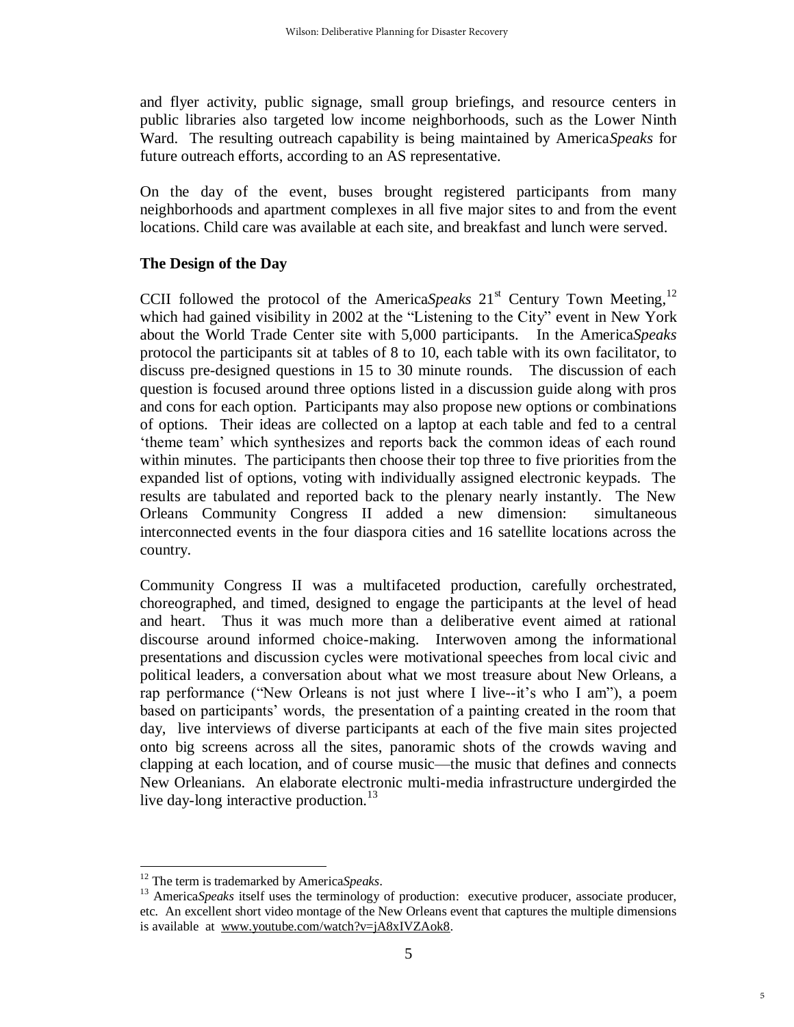and flyer activity, public signage, small group briefings, and resource centers in public libraries also targeted low income neighborhoods, such as the Lower Ninth Ward. The resulting outreach capability is being maintained by America*Speaks* for future outreach efforts, according to an AS representative.

On the day of the event, buses brought registered participants from many neighborhoods and apartment complexes in all five major sites to and from the event locations. Child care was available at each site, and breakfast and lunch were served.

**The Design of the Day**

CCII followed the protocol of the America*Speaks* 21st Century Town Meeting,[12] which had gained visibility in 2002 at the "Listening to the City" event in New York about the World Trade Center site with 5,000 participants. In the America*Speaks* protocol the participants sit at tables of 8 to 10, each table with its own facilitator, to discuss pre-designed questions in 15 to 30 minute rounds. The discussion of each question is focused around three options listed in a discussion guide along with pros and cons for each option. Participants may also propose new options or combinations of options. Their ideas are collected on a laptop at each table and fed to a central 'theme team' which synthesizes and reports back the common ideas of each round within minutes. The participants then choose their top three to five priorities from the expanded list of options, voting with individually assigned electronic keypads. The results are tabulated and reported back to the plenary nearly instantly. The New Orleans Community Congress II added a new dimension: simultaneous interconnected events in the four diaspora cities and 16 satellite locations across the country.

Community Congress II was a multifaceted production, carefully orchestrated, choreographed, and timed, designed to engage the participants at the level of head and heart. Thus it was much more than a deliberative event aimed at rational discourse around informed choice-making. Interwoven among the informational presentations and discussion cycles were motivational speeches from local civic and political leaders, a conversation about what we most treasure about New Orleans, a rap performance ("New Orleans is not just where I live--it's who I am"), a poem based on participants' words, the presentation of a painting created in the room that day, live interviews of diverse participants at each of the five main sites projected onto big screens across all the sites, panoramic shots of the crowds waving and clapping at each location, and of course music—the music that defines and connects New Orleanians. An elaborate electronic multi-media infrastructure undergirded the live day-long interactive production.[13]

---

[12] The term is trademarked by America*Speaks*.

[13] America*Speaks* itself uses the terminology of production: executive producer, associate producer, etc. An excellent short video montage of the New Orleans event that captures the multiple dimensions is available at www.youtube.com/watch?v=jA8xIVZAok8.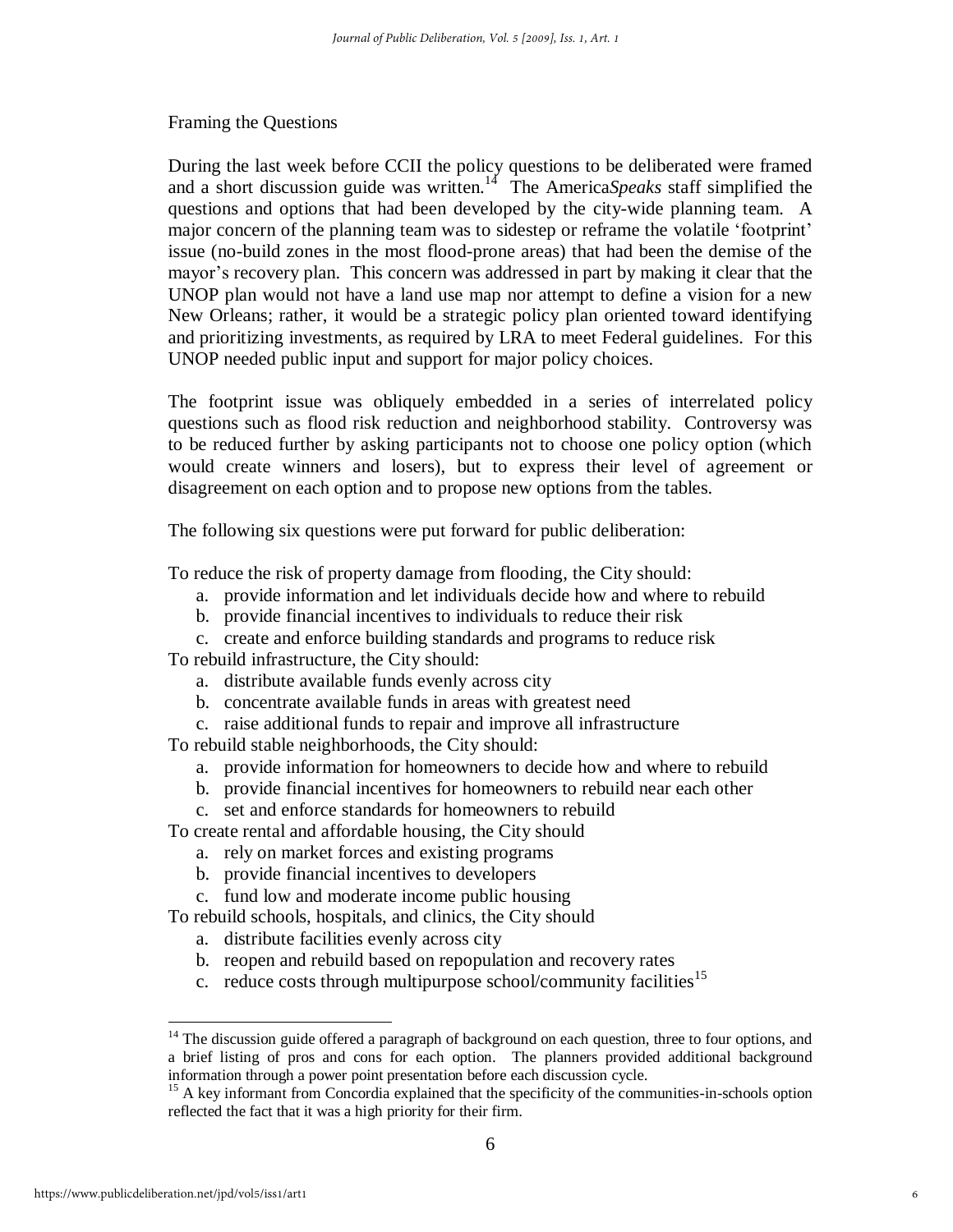## Framing the Questions

During the last week before CCII the policy questions to be deliberated were framed and a short discussion guide was written.[14] The America*Speaks* staff simplified the questions and options that had been developed by the city-wide planning team. A major concern of the planning team was to sidestep or reframe the volatile 'footprint' issue (no-build zones in the most flood-prone areas) that had been the demise of the mayor's recovery plan. This concern was addressed in part by making it clear that the UNOP plan would not have a land use map nor attempt to define a vision for a new New Orleans; rather, it would be a strategic policy plan oriented toward identifying and prioritizing investments, as required by LRA to meet Federal guidelines. For this UNOP needed public input and support for major policy choices.

The footprint issue was obliquely embedded in a series of interrelated policy questions such as flood risk reduction and neighborhood stability. Controversy was to be reduced further by asking participants not to choose one policy option (which would create winners and losers), but to express their level of agreement or disagreement on each option and to propose new options from the tables.

The following six questions were put forward for public deliberation:

To reduce the risk of property damage from flooding, the City should:

a. provide information and let individuals decide how and where to rebuild
b. provide financial incentives to individuals to reduce their risk
c. create and enforce building standards and programs to reduce risk

To rebuild infrastructure, the City should:

a. distribute available funds evenly across city
b. concentrate available funds in areas with greatest need
c. raise additional funds to repair and improve all infrastructure

To rebuild stable neighborhoods, the City should:

a. provide information for homeowners to decide how and where to rebuild
b. provide financial incentives for homeowners to rebuild near each other
c. set and enforce standards for homeowners to rebuild

To create rental and affordable housing, the City should

a. rely on market forces and existing programs
b. provide financial incentives to developers
c. fund low and moderate income public housing

To rebuild schools, hospitals, and clinics, the City should

a. distribute facilities evenly across city
b. reopen and rebuild based on repopulation and recovery rates
c. reduce costs through multipurpose school/community facilities[15]

---

[14] The discussion guide offered a paragraph of background on each question, three to four options, and a brief listing of pros and cons for each option. The planners provided additional background information through a power point presentation before each discussion cycle.

[15] A key informant from Concordia explained that the specificity of the communities-in-schools option reflected the fact that it was a high priority for their firm.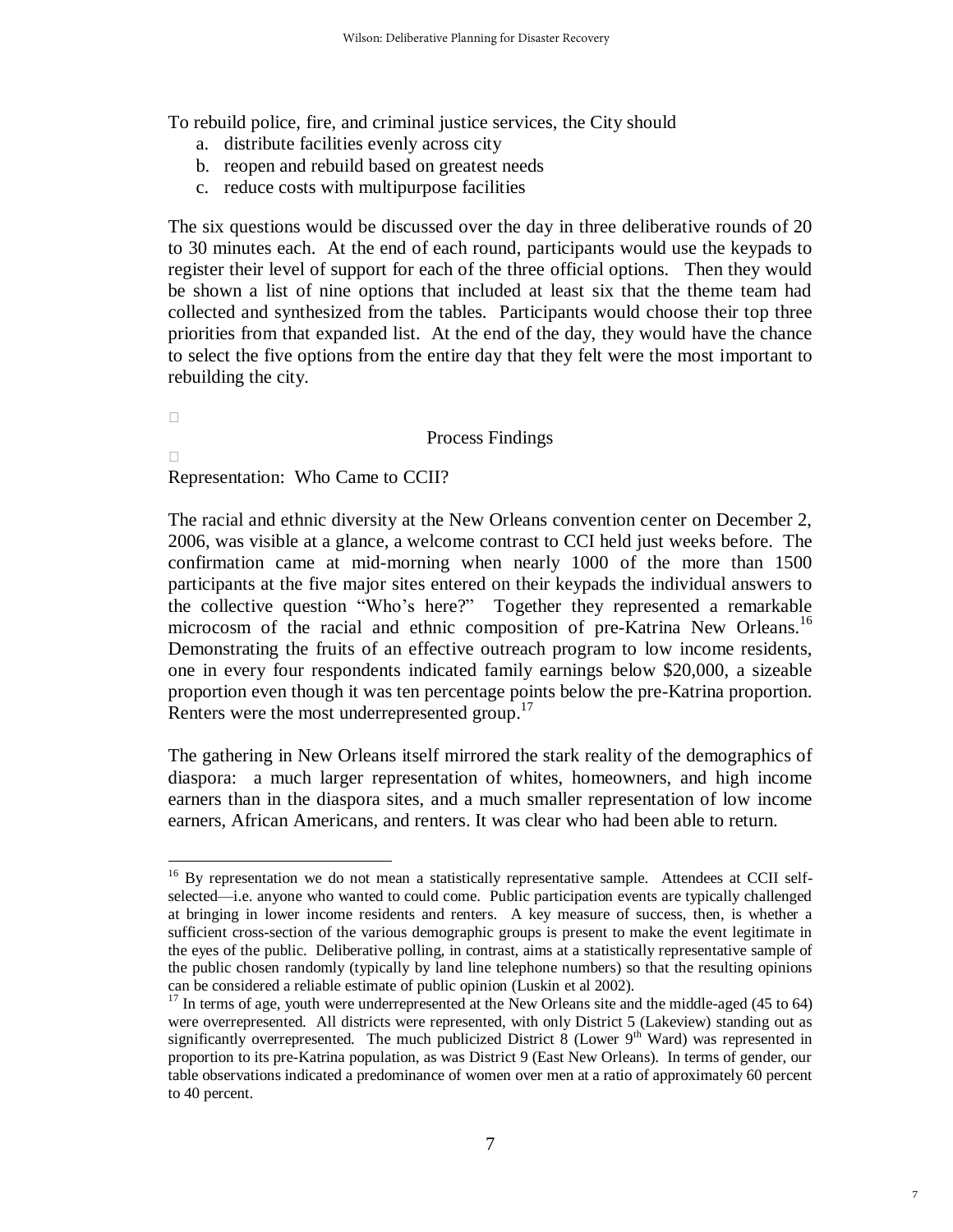To rebuild police, fire, and criminal justice services, the City should

a. distribute facilities evenly across city
b. reopen and rebuild based on greatest needs
c. reduce costs with multipurpose facilities

The six questions would be discussed over the day in three deliberative rounds of 20 to 30 minutes each. At the end of each round, participants would use the keypads to register their level of support for each of the three official options. Then they would be shown a list of nine options that included at least six that the theme team had collected and synthesized from the tables. Participants would choose their top three priorities from that expanded list. At the end of the day, they would have the chance to select the five options from the entire day that they felt were the most important to rebuilding the city.

## Process Findings

### Representation: Who Came to CCII?

The racial and ethnic diversity at the New Orleans convention center on December 2, 2006, was visible at a glance, a welcome contrast to CCI held just weeks before. The confirmation came at mid-morning when nearly 1000 of the more than 1500 participants at the five major sites entered on their keypads the individual answers to the collective question "Who's here?" Together they represented a remarkable microcosm of the racial and ethnic composition of pre-Katrina New Orleans.[16] Demonstrating the fruits of an effective outreach program to low income residents, one in every four respondents indicated family earnings below $20,000, a sizeable proportion even though it was ten percentage points below the pre-Katrina proportion. Renters were the most underrepresented group.[17]

The gathering in New Orleans itself mirrored the stark reality of the demographics of diaspora: a much larger representation of whites, homeowners, and high income earners than in the diaspora sites, and a much smaller representation of low income earners, African Americans, and renters. It was clear who had been able to return.

---

[16] By representation we do not mean a statistically representative sample. Attendees at CCII self-selected—i.e. anyone who wanted to could come. Public participation events are typically challenged at bringing in lower income residents and renters. A key measure of success, then, is whether a sufficient cross-section of the various demographic groups is present to make the event legitimate in the eyes of the public. Deliberative polling, in contrast, aims at a statistically representative sample of the public chosen randomly (typically by land line telephone numbers) so that the resulting opinions can be considered a reliable estimate of public opinion (Luskin et al 2002).

[17] In terms of age, youth were underrepresented at the New Orleans site and the middle-aged (45 to 64) were overrepresented. All districts were represented, with only District 5 (Lakeview) standing out as significantly overrepresented. The much publicized District 8 (Lower 9th Ward) was represented in proportion to its pre-Katrina population, as was District 9 (East New Orleans). In terms of gender, our table observations indicated a predominance of women over men at a ratio of approximately 60 percent to 40 percent.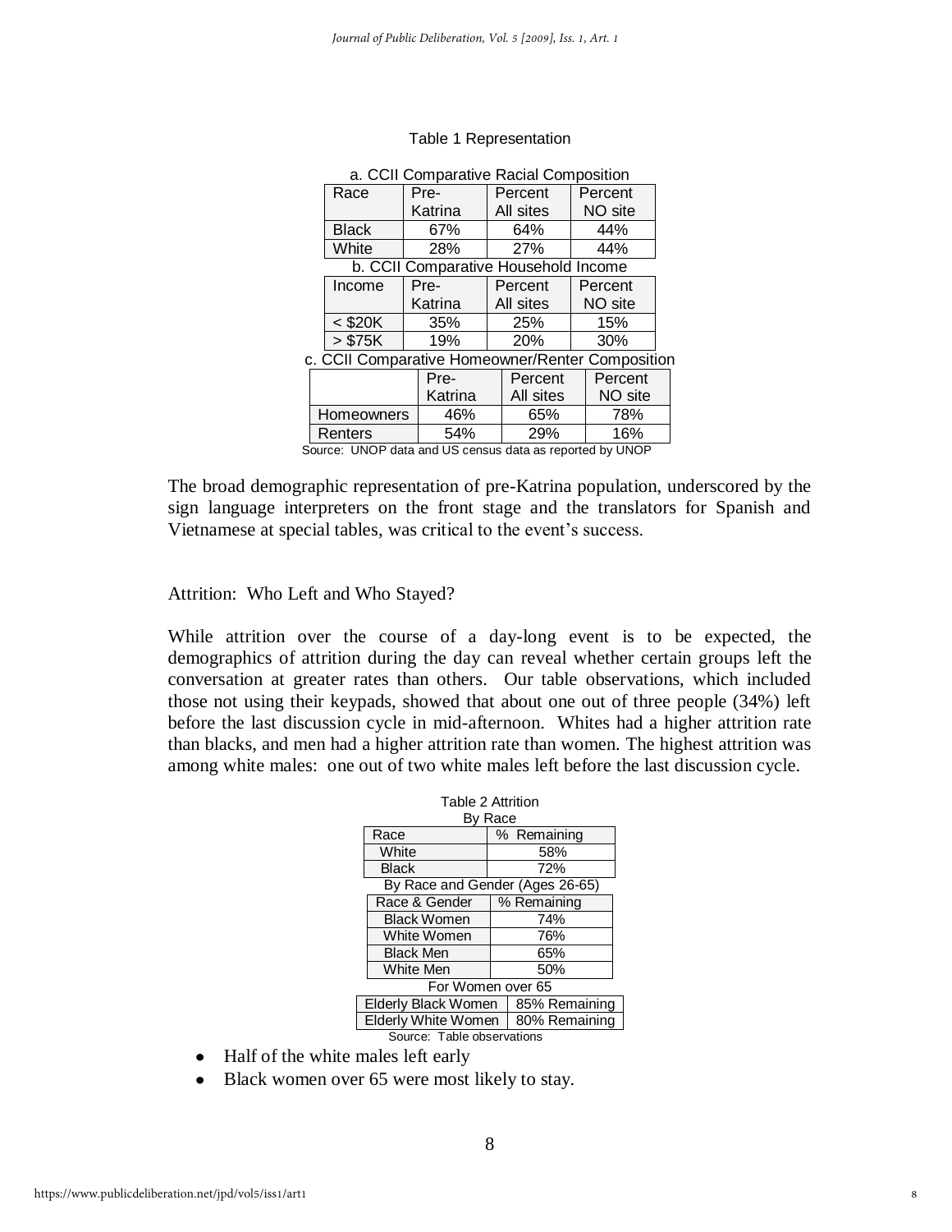Table 1 Representation

a. CCII Comparative Racial Composition

| Race | Pre-Katrina | Percent All sites | Percent NO site |
|---|---|---|---|
| Black | 67% | 64% | 44% |
| White | 28% | 27% | 44% |

b. CCII Comparative Household Income

| Income | Pre-Katrina | Percent All sites | Percent NO site |
|---|---|---|---|
| < $20K | 35% | 25% | 15% |
| > $75K | 19% | 20% | 30% |

c. CCII Comparative Homeowner/Renter Composition

| | Pre-Katrina | Percent All sites | Percent NO site |
|---|---|---|---|
| Homeowners | 46% | 65% | 78% |
| Renters | 54% | 29% | 16% |

Source: UNOP data and US census data as reported by UNOP

The broad demographic representation of pre-Katrina population, underscored by the sign language interpreters on the front stage and the translators for Spanish and Vietnamese at special tables, was critical to the event's success.

Attrition: Who Left and Who Stayed?

While attrition over the course of a day-long event is to be expected, the demographics of attrition during the day can reveal whether certain groups left the conversation at greater rates than others. Our table observations, which included those not using their keypads, showed that about one out of three people (34%) left before the last discussion cycle in mid-afternoon. Whites had a higher attrition rate than blacks, and men had a higher attrition rate than women. The highest attrition was among white males: one out of two white males left before the last discussion cycle.

Table 2 Attrition

By Race

| Race | % Remaining |
|---|---|
| White | 58% |
| Black | 72% |

By Race and Gender (Ages 26-65)

| Race & Gender | % Remaining |
|---|---|
| Black Women | 74% |
| White Women | 76% |
| Black Men | 65% |
| White Men | 50% |

For Women over 65

| | |
|---|---|
| Elderly Black Women | 85% Remaining |
| Elderly White Women | 80% Remaining |

Source: Table observations

- Half of the white males left early
- Black women over 65 were most likely to stay.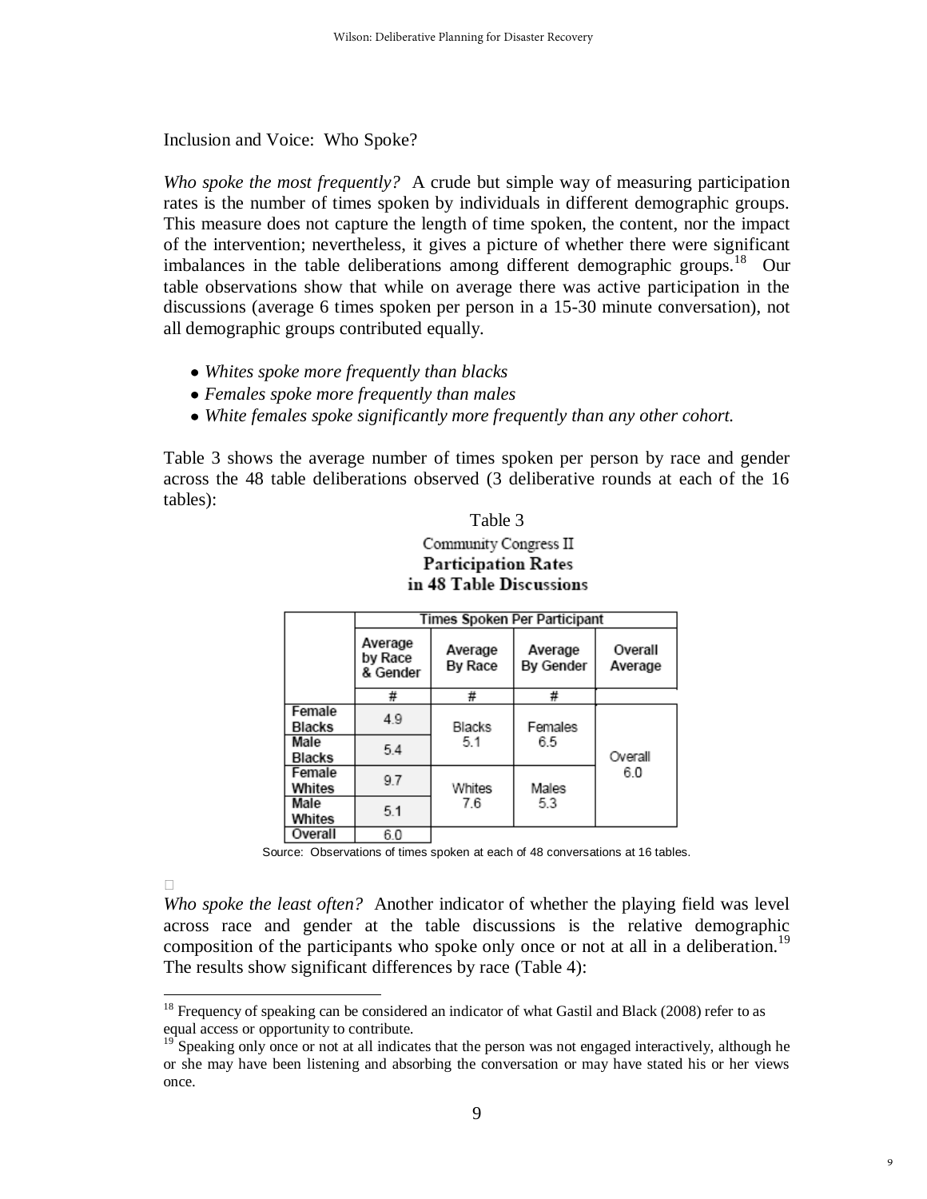Inclusion and Voice: Who Spoke?

*Who spoke the most frequently?* A crude but simple way of measuring participation rates is the number of times spoken by individuals in different demographic groups. This measure does not capture the length of time spoken, the content, nor the impact of the intervention; nevertheless, it gives a picture of whether there were significant imbalances in the table deliberations among different demographic groups.[18] Our table observations show that while on average there was active participation in the discussions (average 6 times spoken per person in a 15-30 minute conversation), not all demographic groups contributed equally.

- *Whites spoke more frequently than blacks*
- *Females spoke more frequently than males*
- *White females spoke significantly more frequently than any other cohort.*

Table 3 shows the average number of times spoken per person by race and gender across the 48 table deliberations observed (3 deliberative rounds at each of the 16 tables):

Table 3

Community Congress II

**Participation Rates in 48 Table Discussions**

| | Times Spoken Per Participant | | | |
|---|---|---|---|---|
| | Average by Race & Gender | Average By Race | Average By Gender | Overall Average |
| | # | # | # | |
| Female Blacks | 4.9 | Blacks 5.1 | Females 6.5 | Overall 6.0 |
| Male Blacks | 5.4 | | | |
| Female Whites | 9.7 | Whites 7.6 | Males 5.3 | |
| Male Whites | 5.1 | | | |
| Overall | 6.0 | | | |

Source: Observations of times spoken at each of 48 conversations at 16 tables.

*Who spoke the least often?* Another indicator of whether the playing field was level across race and gender at the table discussions is the relative demographic composition of the participants who spoke only once or not at all in a deliberation.[19] The results show significant differences by race (Table 4):

[18] Frequency of speaking can be considered an indicator of what Gastil and Black (2008) refer to as equal access or opportunity to contribute.

[19] Speaking only once or not at all indicates that the person was not engaged interactively, although he or she may have been listening and absorbing the conversation or may have stated his or her views once.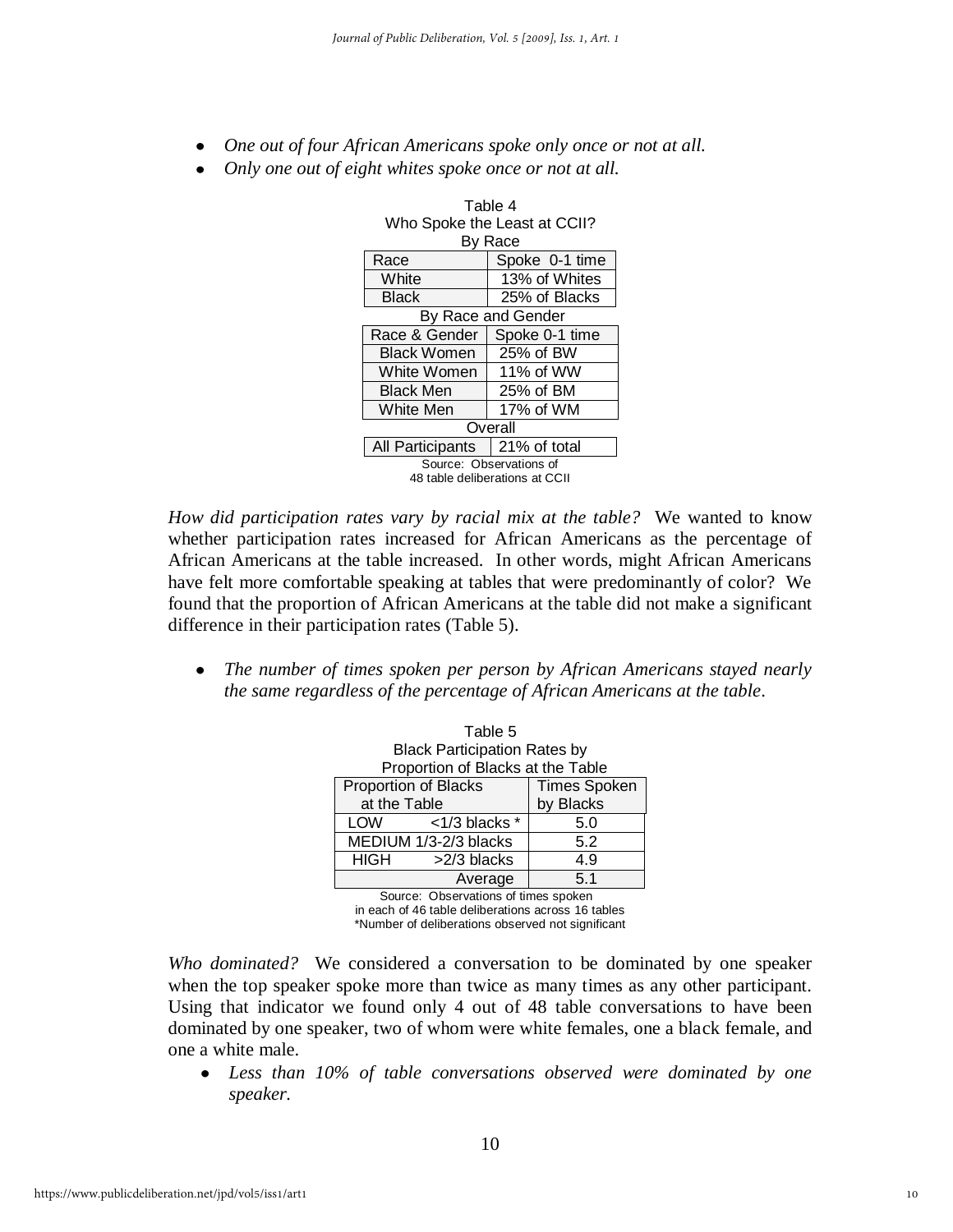- *One out of four African Americans spoke only once or not at all.*
- *Only one out of eight whites spoke once or not at all.*

Table 4
Who Spoke the Least at CCII?

By Race

| Race | Spoke 0-1 time |
|---|---|
| White | 13% of Whites |
| Black | 25% of Blacks |

By Race and Gender

| Race & Gender | Spoke 0-1 time |
|---|---|
| Black Women | 25% of BW |
| White Women | 11% of WW |
| Black Men | 25% of BM |
| White Men | 17% of WM |

Overall

| All Participants | 21% of total |
|---|---|

Source: Observations of 48 table deliberations at CCII

*How did participation rates vary by racial mix at the table?* We wanted to know whether participation rates increased for African Americans as the percentage of African Americans at the table increased. In other words, might African Americans have felt more comfortable speaking at tables that were predominantly of color? We found that the proportion of African Americans at the table did not make a significant difference in their participation rates (Table 5).

- *The number of times spoken per person by African Americans stayed nearly the same regardless of the percentage of African Americans at the table.*

Table 5
Black Participation Rates by Proportion of Blacks at the Table

| Proportion of Blacks at the Table | | Times Spoken by Blacks |
|---|---|---|
| LOW | <1/3 blacks * | 5.0 |
| MEDIUM 1/3-2/3 blacks | | 5.2 |
| HIGH | >2/3 blacks | 4.9 |
| | Average | 5.1 |

Source: Observations of times spoken in each of 46 table deliberations across 16 tables
*Number of deliberations observed not significant

*Who dominated?* We considered a conversation to be dominated by one speaker when the top speaker spoke more than twice as many times as any other participant. Using that indicator we found only 4 out of 48 table conversations to have been dominated by one speaker, two of whom were white females, one a black female, and one a white male.

- *Less than 10% of table conversations observed were dominated by one speaker.*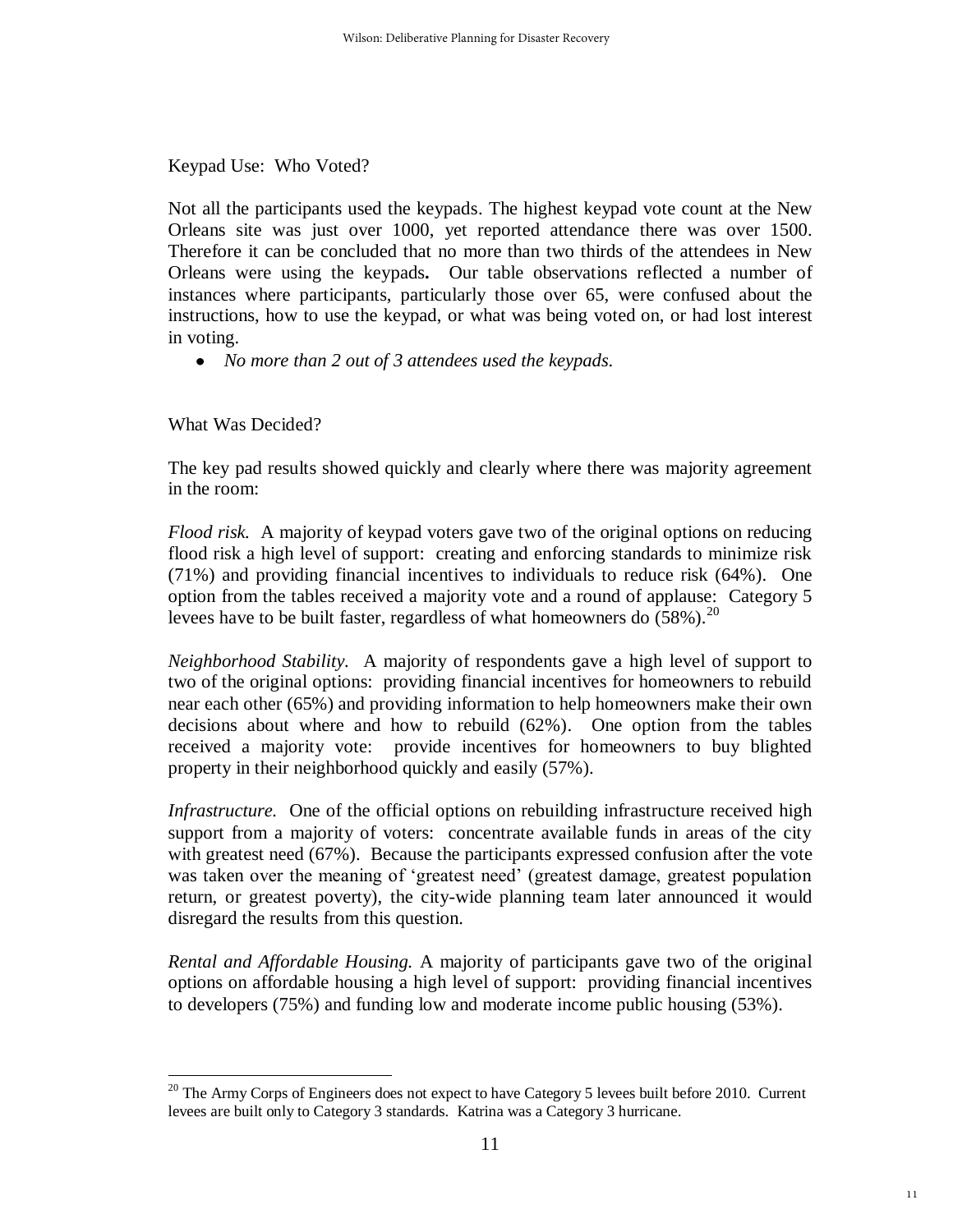Keypad Use: Who Voted?

Not all the participants used the keypads. The highest keypad vote count at the New Orleans site was just over 1000, yet reported attendance there was over 1500. Therefore it can be concluded that no more than two thirds of the attendees in New Orleans were using the keypads**.** Our table observations reflected a number of instances where participants, particularly those over 65, were confused about the instructions, how to use the keypad, or what was being voted on, or had lost interest in voting.

- *No more than 2 out of 3 attendees used the keypads.*

What Was Decided?

The key pad results showed quickly and clearly where there was majority agreement in the room:

*Flood risk.* A majority of keypad voters gave two of the original options on reducing flood risk a high level of support: creating and enforcing standards to minimize risk (71%) and providing financial incentives to individuals to reduce risk (64%). One option from the tables received a majority vote and a round of applause: Category 5 levees have to be built faster, regardless of what homeowners do (58%).[20]

*Neighborhood Stability.* A majority of respondents gave a high level of support to two of the original options: providing financial incentives for homeowners to rebuild near each other (65%) and providing information to help homeowners make their own decisions about where and how to rebuild (62%). One option from the tables received a majority vote: provide incentives for homeowners to buy blighted property in their neighborhood quickly and easily (57%).

*Infrastructure.* One of the official options on rebuilding infrastructure received high support from a majority of voters: concentrate available funds in areas of the city with greatest need (67%). Because the participants expressed confusion after the vote was taken over the meaning of 'greatest need' (greatest damage, greatest population return, or greatest poverty), the city-wide planning team later announced it would disregard the results from this question.

*Rental and Affordable Housing.* A majority of participants gave two of the original options on affordable housing a high level of support: providing financial incentives to developers (75%) and funding low and moderate income public housing (53%).

---

[20] The Army Corps of Engineers does not expect to have Category 5 levees built before 2010. Current levees are built only to Category 3 standards. Katrina was a Category 3 hurricane.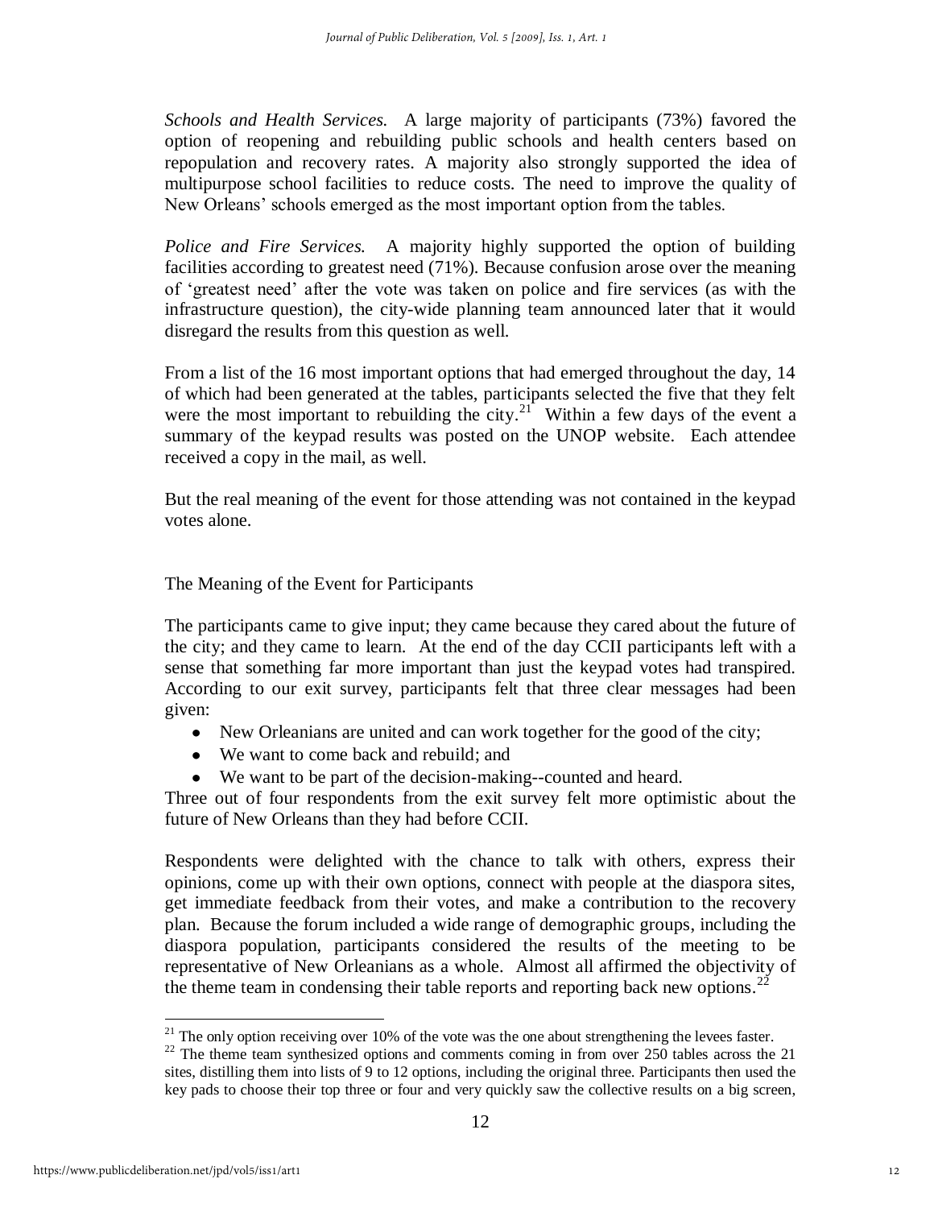*Schools and Health Services.* A large majority of participants (73%) favored the option of reopening and rebuilding public schools and health centers based on repopulation and recovery rates. A majority also strongly supported the idea of multipurpose school facilities to reduce costs. The need to improve the quality of New Orleans' schools emerged as the most important option from the tables.

*Police and Fire Services.* A majority highly supported the option of building facilities according to greatest need (71%). Because confusion arose over the meaning of 'greatest need' after the vote was taken on police and fire services (as with the infrastructure question), the city-wide planning team announced later that it would disregard the results from this question as well.

From a list of the 16 most important options that had emerged throughout the day, 14 of which had been generated at the tables, participants selected the five that they felt were the most important to rebuilding the city.[21] Within a few days of the event a summary of the keypad results was posted on the UNOP website. Each attendee received a copy in the mail, as well.

But the real meaning of the event for those attending was not contained in the keypad votes alone.

## The Meaning of the Event for Participants

The participants came to give input; they came because they cared about the future of the city; and they came to learn. At the end of the day CCII participants left with a sense that something far more important than just the keypad votes had transpired. According to our exit survey, participants felt that three clear messages had been given:

- New Orleanians are united and can work together for the good of the city;
- We want to come back and rebuild; and
- We want to be part of the decision-making--counted and heard.

Three out of four respondents from the exit survey felt more optimistic about the future of New Orleans than they had before CCII.

Respondents were delighted with the chance to talk with others, express their opinions, come up with their own options, connect with people at the diaspora sites, get immediate feedback from their votes, and make a contribution to the recovery plan. Because the forum included a wide range of demographic groups, including the diaspora population, participants considered the results of the meeting to be representative of New Orleanians as a whole. Almost all affirmed the objectivity of the theme team in condensing their table reports and reporting back new options.[22]

---

[21] The only option receiving over 10% of the vote was the one about strengthening the levees faster.

[22] The theme team synthesized options and comments coming in from over 250 tables across the 21 sites, distilling them into lists of 9 to 12 options, including the original three. Participants then used the key pads to choose their top three or four and very quickly saw the collective results on a big screen,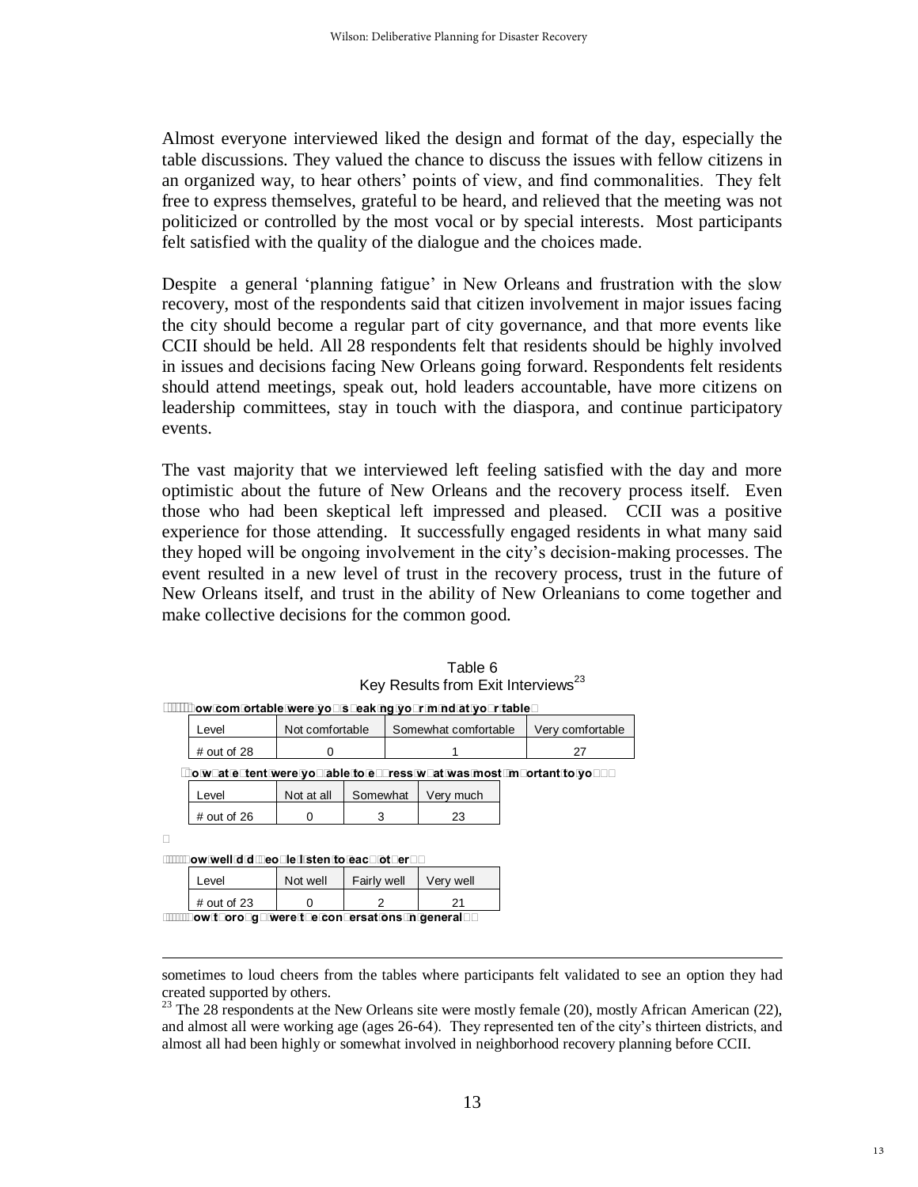Almost everyone interviewed liked the design and format of the day, especially the table discussions. They valued the chance to discuss the issues with fellow citizens in an organized way, to hear others' points of view, and find commonalities. They felt free to express themselves, grateful to be heard, and relieved that the meeting was not politicized or controlled by the most vocal or by special interests. Most participants felt satisfied with the quality of the dialogue and the choices made.

Despite a general 'planning fatigue' in New Orleans and frustration with the slow recovery, most of the respondents said that citizen involvement in major issues facing the city should become a regular part of city governance, and that more events like CCII should be held. All 28 respondents felt that residents should be highly involved in issues and decisions facing New Orleans going forward. Respondents felt residents should attend meetings, speak out, hold leaders accountable, have more citizens on leadership committees, stay in touch with the diaspora, and continue participatory events.

The vast majority that we interviewed left feeling satisfied with the day and more optimistic about the future of New Orleans and the recovery process itself. Even those who had been skeptical left impressed and pleased. CCII was a positive experience for those attending. It successfully engaged residents in what many said they hoped will be ongoing involvement in the city's decision-making processes. The event resulted in a new level of trust in the recovery process, trust in the future of New Orleans itself, and trust in the ability of New Orleanians to come together and make collective decisions for the common good.

Table 6
Key Results from Exit Interviews[23]

**How comfortable were you speaking your mind at your table?**

| Level | Not comfortable | Somewhat comfortable | Very comfortable |
|---|---|---|---|
| # out of 28 | 0 | 1 | 27 |

**To what extent were you able to express what was most important to you?**

| Level | Not at all | Somewhat | Very much |
|---|---|---|---|
| # out of 26 | 0 | 3 | 23 |

**How well did people listen to each other?**

| Level | Not well | Fairly well | Very well |
|---|---|---|---|
| # out of 23 | 0 | 2 | 21 |

**How thorough were the conversations in general?**

---

sometimes to loud cheers from the tables where participants felt validated to see an option they had created supported by others.

[23] The 28 respondents at the New Orleans site were mostly female (20), mostly African American (22), and almost all were working age (ages 26-64). They represented ten of the city's thirteen districts, and almost all had been highly or somewhat involved in neighborhood recovery planning before CCII.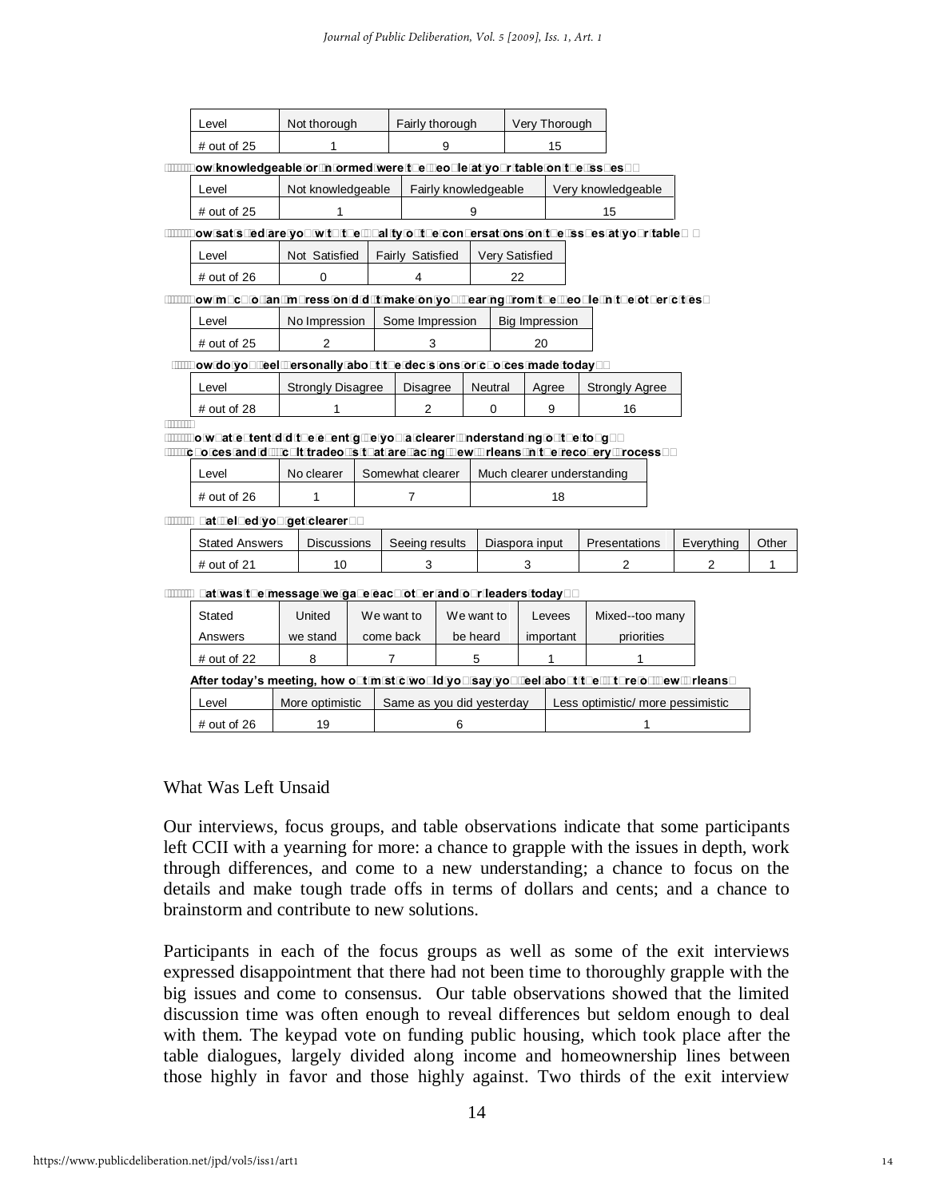| Level | Not thorough | Fairly thorough | Very Thorough |
|---|---|---|---|
| # out of 25 | 1 | 9 | 15 |

**How knowledgeable or informed were the people at your table on the issues?**

| Level | Not knowledgeable | Fairly knowledgeable | Very knowledgeable |
|---|---|---|---|
| # out of 25 | 1 | 9 | 15 |

**How satisfied are you with the quality of the conversations on the issues at your table?**

| Level | Not Satisfied | Fairly Satisfied | Very Satisfied |
|---|---|---|---|
| # out of 26 | 0 | 4 | 22 |

**How much of an impression did it make on you hearing from the people in the other cities?**

| Level | No Impression | Some Impression | Big Impression |
|---|---|---|---|
| # out of 25 | 2 | 3 | 20 |

**How do you feel personally about the decisions or choices made today?**

| Level | Strongly Disagree | Disagree | Neutral | Agree | Strongly Agree |
|---|---|---|---|---|---|
| # out of 28 | 1 | 2 | 0 | 9 | 16 |

**To what extent did the event give you a clearer understanding of the tough choices and difficult tradeoffs that are facing New Orleans in the recovery process?**

| Level | No clearer | Somewhat clearer | Much clearer understanding |
|---|---|---|---|
| # out of 26 | 1 | 7 | 18 |

**What helped you get clearer?**

| Stated Answers | Discussions | Seeing results | Diaspora input | Presentations | Everything | Other |
|---|---|---|---|---|---|---|
| # out of 21 | 10 | 3 | 3 | 2 | 2 | 1 |

**What was the message we gave each other and our leaders today?**

| Stated Answers | United we stand | We want to come back | We want to be heard | Levees important | Mixed--too many priorities |
|---|---|---|---|---|---|
| # out of 22 | 8 | 7 | 5 | 1 | 1 |

**After today's meeting, how optimistic would you say you feel about the future of New Orleans?**

| Level | More optimistic | Same as you did yesterday | Less optimistic/ more pessimistic |
|---|---|---|---|
| # out of 26 | 19 | 6 | 1 |

## What Was Left Unsaid

Our interviews, focus groups, and table observations indicate that some participants left CCII with a yearning for more: a chance to grapple with the issues in depth, work through differences, and come to a new understanding; a chance to focus on the details and make tough trade offs in terms of dollars and cents; and a chance to brainstorm and contribute to new solutions.

Participants in each of the focus groups as well as some of the exit interviews expressed disappointment that there had not been time to thoroughly grapple with the big issues and come to consensus. Our table observations showed that the limited discussion time was often enough to reveal differences but seldom enough to deal with them. The keypad vote on funding public housing, which took place after the table dialogues, largely divided along income and homeownership lines between those highly in favor and those highly against. Two thirds of the exit interview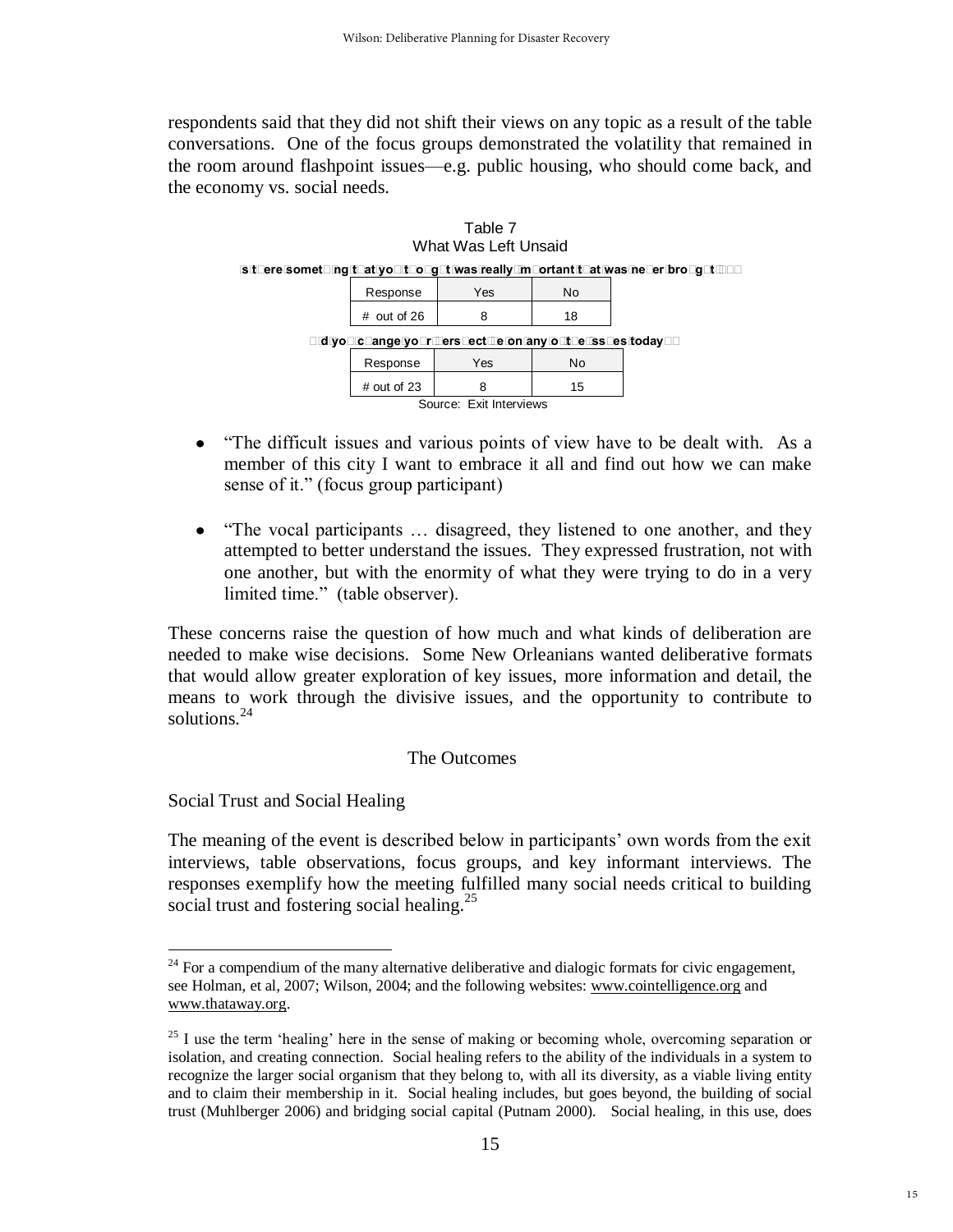respondents said that they did not shift their views on any topic as a result of the table conversations. One of the focus groups demonstrated the volatility that remained in the room around flashpoint issues—e.g. public housing, who should come back, and the economy vs. social needs.

Table 7
What Was Left Unsaid

**Is there something that you thought was really important that was never brought up?**

| Response | Yes | No |
|---|---|---|
| # out of 26 | 8 | 18 |

**Did you change your perspective on any of the issues today?**

| Response | Yes | No |
|---|---|---|
| # out of 23 | 8 | 15 |

Source: Exit Interviews

- "The difficult issues and various points of view have to be dealt with. As a member of this city I want to embrace it all and find out how we can make sense of it." (focus group participant)
- "The vocal participants … disagreed, they listened to one another, and they attempted to better understand the issues. They expressed frustration, not with one another, but with the enormity of what they were trying to do in a very limited time." (table observer).

These concerns raise the question of how much and what kinds of deliberation are needed to make wise decisions. Some New Orleanians wanted deliberative formats that would allow greater exploration of key issues, more information and detail, the means to work through the divisive issues, and the opportunity to contribute to solutions.[24]

## The Outcomes

### Social Trust and Social Healing

The meaning of the event is described below in participants' own words from the exit interviews, table observations, focus groups, and key informant interviews. The responses exemplify how the meeting fulfilled many social needs critical to building social trust and fostering social healing.[25]

---

[24] For a compendium of the many alternative deliberative and dialogic formats for civic engagement, see Holman, et al, 2007; Wilson, 2004; and the following websites: www.cointelligence.org and www.thataway.org.

[25] I use the term 'healing' here in the sense of making or becoming whole, overcoming separation or isolation, and creating connection. Social healing refers to the ability of the individuals in a system to recognize the larger social organism that they belong to, with all its diversity, as a viable living entity and to claim their membership in it. Social healing includes, but goes beyond, the building of social trust (Muhlberger 2006) and bridging social capital (Putnam 2000). Social healing, in this use, does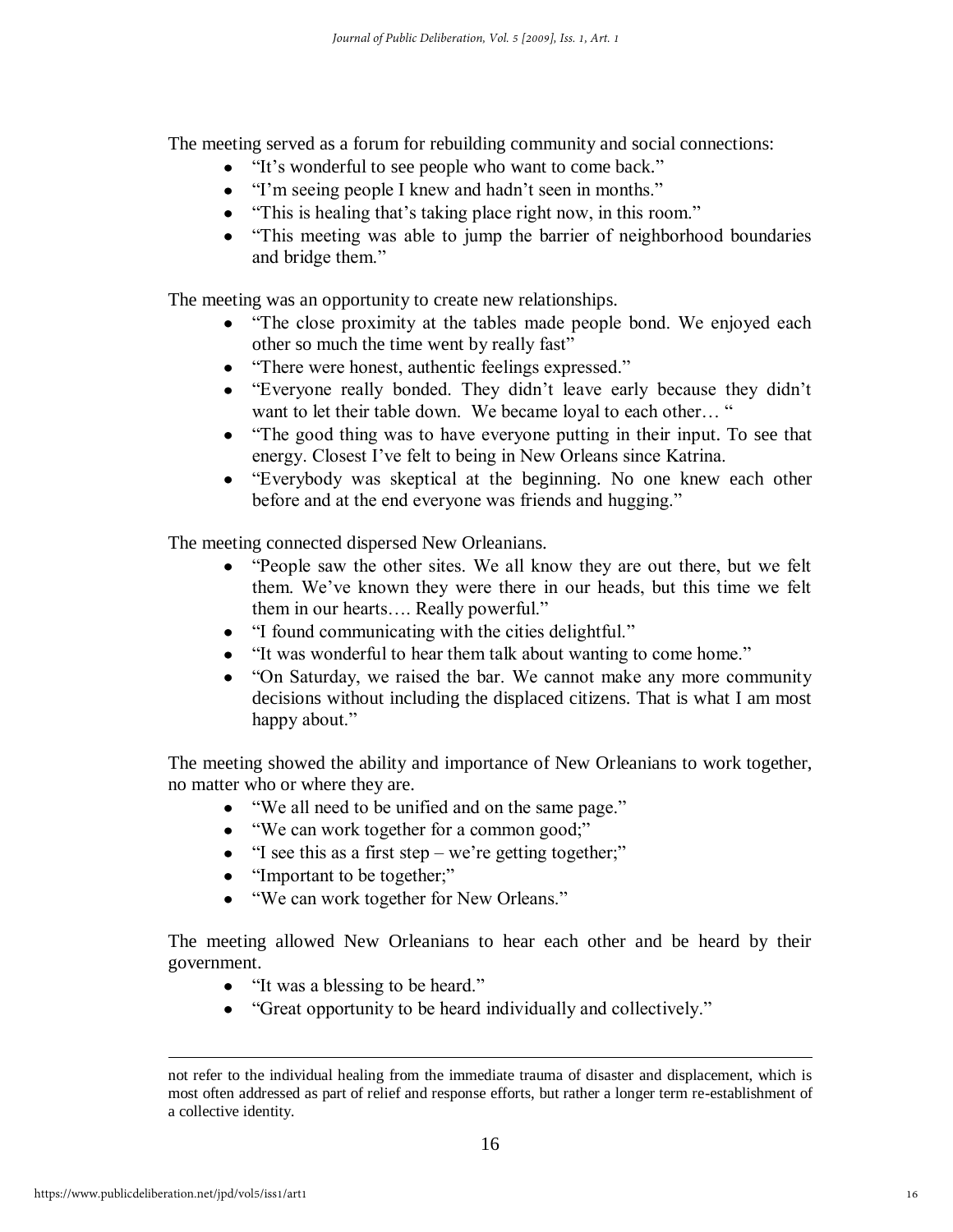The meeting served as a forum for rebuilding community and social connections:

- "It's wonderful to see people who want to come back."
- "I'm seeing people I knew and hadn't seen in months."
- "This is healing that's taking place right now, in this room."
- "This meeting was able to jump the barrier of neighborhood boundaries and bridge them."

The meeting was an opportunity to create new relationships.

- "The close proximity at the tables made people bond. We enjoyed each other so much the time went by really fast"
- "There were honest, authentic feelings expressed."
- "Everyone really bonded. They didn't leave early because they didn't want to let their table down. We became loyal to each other… "
- "The good thing was to have everyone putting in their input. To see that energy. Closest I've felt to being in New Orleans since Katrina.
- "Everybody was skeptical at the beginning. No one knew each other before and at the end everyone was friends and hugging."

The meeting connected dispersed New Orleanians.

- "People saw the other sites. We all know they are out there, but we felt them. We've known they were there in our heads, but this time we felt them in our hearts…. Really powerful."
- "I found communicating with the cities delightful."
- "It was wonderful to hear them talk about wanting to come home."
- "On Saturday, we raised the bar. We cannot make any more community decisions without including the displaced citizens. That is what I am most happy about."

The meeting showed the ability and importance of New Orleanians to work together, no matter who or where they are.

- "We all need to be unified and on the same page."
- "We can work together for a common good;"
- "I see this as a first step – we're getting together;"
- "Important to be together;"
- "We can work together for New Orleans."

The meeting allowed New Orleanians to hear each other and be heard by their government.

- "It was a blessing to be heard."
- "Great opportunity to be heard individually and collectively."

not refer to the individual healing from the immediate trauma of disaster and displacement, which is most often addressed as part of relief and response efforts, but rather a longer term re-establishment of a collective identity.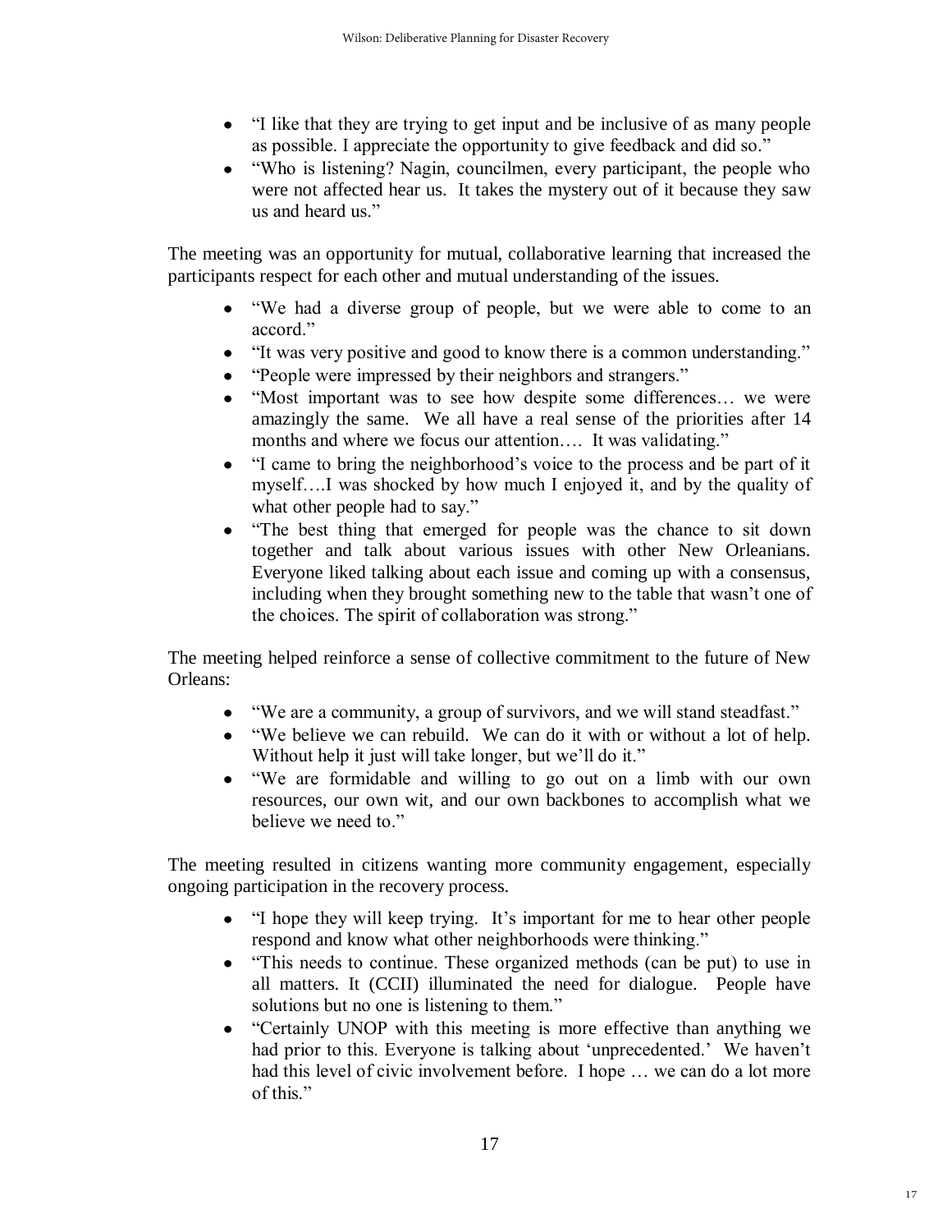- "I like that they are trying to get input and be inclusive of as many people as possible. I appreciate the opportunity to give feedback and did so."
- "Who is listening? Nagin, councilmen, every participant, the people who were not affected hear us. It takes the mystery out of it because they saw us and heard us."

The meeting was an opportunity for mutual, collaborative learning that increased the participants respect for each other and mutual understanding of the issues.

- "We had a diverse group of people, but we were able to come to an accord."
- "It was very positive and good to know there is a common understanding."
- "People were impressed by their neighbors and strangers."
- "Most important was to see how despite some differences… we were amazingly the same. We all have a real sense of the priorities after 14 months and where we focus our attention…. It was validating."
- "I came to bring the neighborhood's voice to the process and be part of it myself….I was shocked by how much I enjoyed it, and by the quality of what other people had to say."
- "The best thing that emerged for people was the chance to sit down together and talk about various issues with other New Orleanians. Everyone liked talking about each issue and coming up with a consensus, including when they brought something new to the table that wasn't one of the choices. The spirit of collaboration was strong."

The meeting helped reinforce a sense of collective commitment to the future of New Orleans:

- "We are a community, a group of survivors, and we will stand steadfast."
- "We believe we can rebuild. We can do it with or without a lot of help. Without help it just will take longer, but we'll do it."
- "We are formidable and willing to go out on a limb with our own resources, our own wit, and our own backbones to accomplish what we believe we need to."

The meeting resulted in citizens wanting more community engagement, especially ongoing participation in the recovery process.

- "I hope they will keep trying. It's important for me to hear other people respond and know what other neighborhoods were thinking."
- "This needs to continue. These organized methods (can be put) to use in all matters. It (CCII) illuminated the need for dialogue. People have solutions but no one is listening to them."
- "Certainly UNOP with this meeting is more effective than anything we had prior to this. Everyone is talking about 'unprecedented.' We haven't had this level of civic involvement before. I hope … we can do a lot more of this."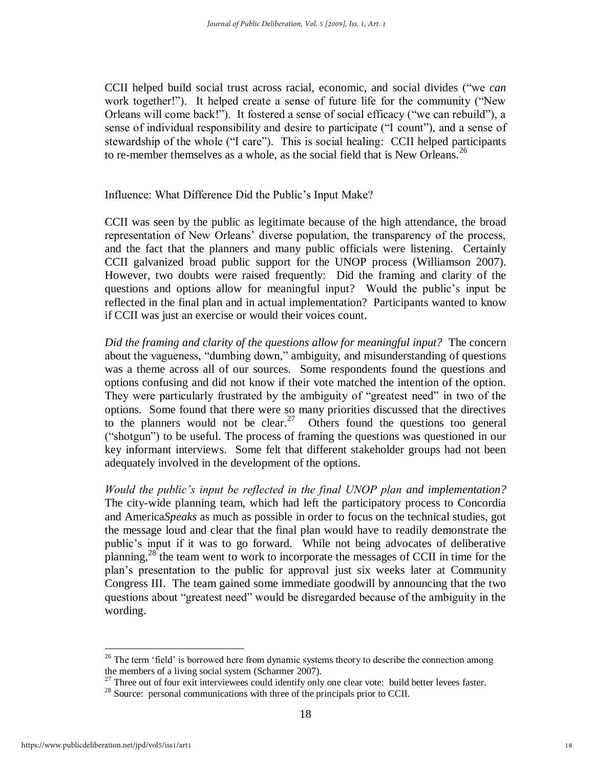CCII helped build social trust across racial, economic, and social divides ("we *can* work together!"). It helped create a sense of future life for the community ("New Orleans will come back!"). It fostered a sense of social efficacy ("we can rebuild"), a sense of individual responsibility and desire to participate ("I count"), and a sense of stewardship of the whole ("I care"). This is social healing: CCII helped participants to re-member themselves as a whole, as the social field that is New Orleans.[26]

## Influence: What Difference Did the Public's Input Make?

CCII was seen by the public as legitimate because of the high attendance, the broad representation of New Orleans' diverse population, the transparency of the process, and the fact that the planners and many public officials were listening. Certainly CCII galvanized broad public support for the UNOP process (Williamson 2007). However, two doubts were raised frequently: Did the framing and clarity of the questions and options allow for meaningful input? Would the public's input be reflected in the final plan and in actual implementation? Participants wanted to know if CCII was just an exercise or would their voices count.

*Did the framing and clarity of the questions allow for meaningful input?* The concern about the vagueness, "dumbing down," ambiguity, and misunderstanding of questions was a theme across all of our sources. Some respondents found the questions and options confusing and did not know if their vote matched the intention of the option. They were particularly frustrated by the ambiguity of "greatest need" in two of the options. Some found that there were so many priorities discussed that the directives to the planners would not be clear.[27] Others found the questions too general ("shotgun") to be useful. The process of framing the questions was questioned in our key informant interviews. Some felt that different stakeholder groups had not been adequately involved in the development of the options.

*Would the public's input be reflected in the final UNOP plan and implementation?* The city-wide planning team, which had left the participatory process to Concordia and America*Speaks* as much as possible in order to focus on the technical studies, got the message loud and clear that the final plan would have to readily demonstrate the public's input if it was to go forward. While not being advocates of deliberative planning,[28] the team went to work to incorporate the messages of CCII in time for the plan's presentation to the public for approval just six weeks later at Community Congress III. The team gained some immediate goodwill by announcing that the two questions about "greatest need" would be disregarded because of the ambiguity in the wording.

---

[26] The term 'field' is borrowed here from dynamic systems theory to describe the connection among the members of a living social system (Scharmer 2007).

[27] Three out of four exit interviewees could identify only one clear vote: build better levees faster.

[28] Source: personal communications with three of the principals prior to CCII.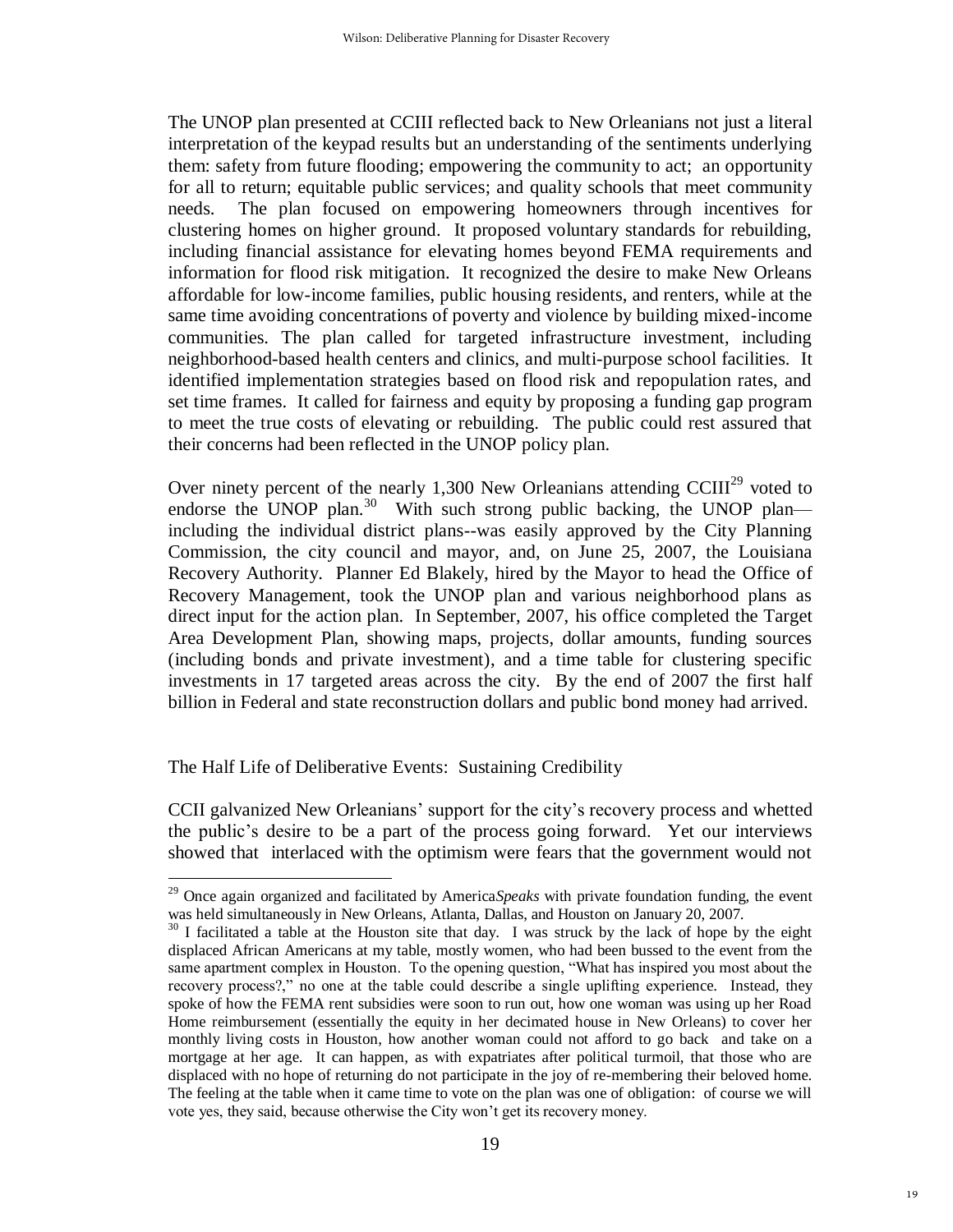The UNOP plan presented at CCIII reflected back to New Orleanians not just a literal interpretation of the keypad results but an understanding of the sentiments underlying them: safety from future flooding; empowering the community to act; an opportunity for all to return; equitable public services; and quality schools that meet community needs. The plan focused on empowering homeowners through incentives for clustering homes on higher ground. It proposed voluntary standards for rebuilding, including financial assistance for elevating homes beyond FEMA requirements and information for flood risk mitigation. It recognized the desire to make New Orleans affordable for low-income families, public housing residents, and renters, while at the same time avoiding concentrations of poverty and violence by building mixed-income communities. The plan called for targeted infrastructure investment, including neighborhood-based health centers and clinics, and multi-purpose school facilities. It identified implementation strategies based on flood risk and repopulation rates, and set time frames. It called for fairness and equity by proposing a funding gap program to meet the true costs of elevating or rebuilding. The public could rest assured that their concerns had been reflected in the UNOP policy plan.

Over ninety percent of the nearly 1,300 New Orleanians attending CCIII[29] voted to endorse the UNOP plan.[30] With such strong public backing, the UNOP plan—including the individual district plans--was easily approved by the City Planning Commission, the city council and mayor, and, on June 25, 2007, the Louisiana Recovery Authority. Planner Ed Blakely, hired by the Mayor to head the Office of Recovery Management, took the UNOP plan and various neighborhood plans as direct input for the action plan. In September, 2007, his office completed the Target Area Development Plan, showing maps, projects, dollar amounts, funding sources (including bonds and private investment), and a time table for clustering specific investments in 17 targeted areas across the city. By the end of 2007 the first half billion in Federal and state reconstruction dollars and public bond money had arrived.

## The Half Life of Deliberative Events: Sustaining Credibility

CCII galvanized New Orleanians' support for the city's recovery process and whetted the public's desire to be a part of the process going forward. Yet our interviews showed that interlaced with the optimism were fears that the government would not

---

[29] Once again organized and facilitated by America*Speaks* with private foundation funding, the event was held simultaneously in New Orleans, Atlanta, Dallas, and Houston on January 20, 2007.

[30] I facilitated a table at the Houston site that day. I was struck by the lack of hope by the eight displaced African Americans at my table, mostly women, who had been bussed to the event from the same apartment complex in Houston. To the opening question, "What has inspired you most about the recovery process?," no one at the table could describe a single uplifting experience. Instead, they spoke of how the FEMA rent subsidies were soon to run out, how one woman was using up her Road Home reimbursement (essentially the equity in her decimated house in New Orleans) to cover her monthly living costs in Houston, how another woman could not afford to go back and take on a mortgage at her age. It can happen, as with expatriates after political turmoil, that those who are displaced with no hope of returning do not participate in the joy of re-membering their beloved home. The feeling at the table when it came time to vote on the plan was one of obligation: of course we will vote yes, they said, because otherwise the City won't get its recovery money.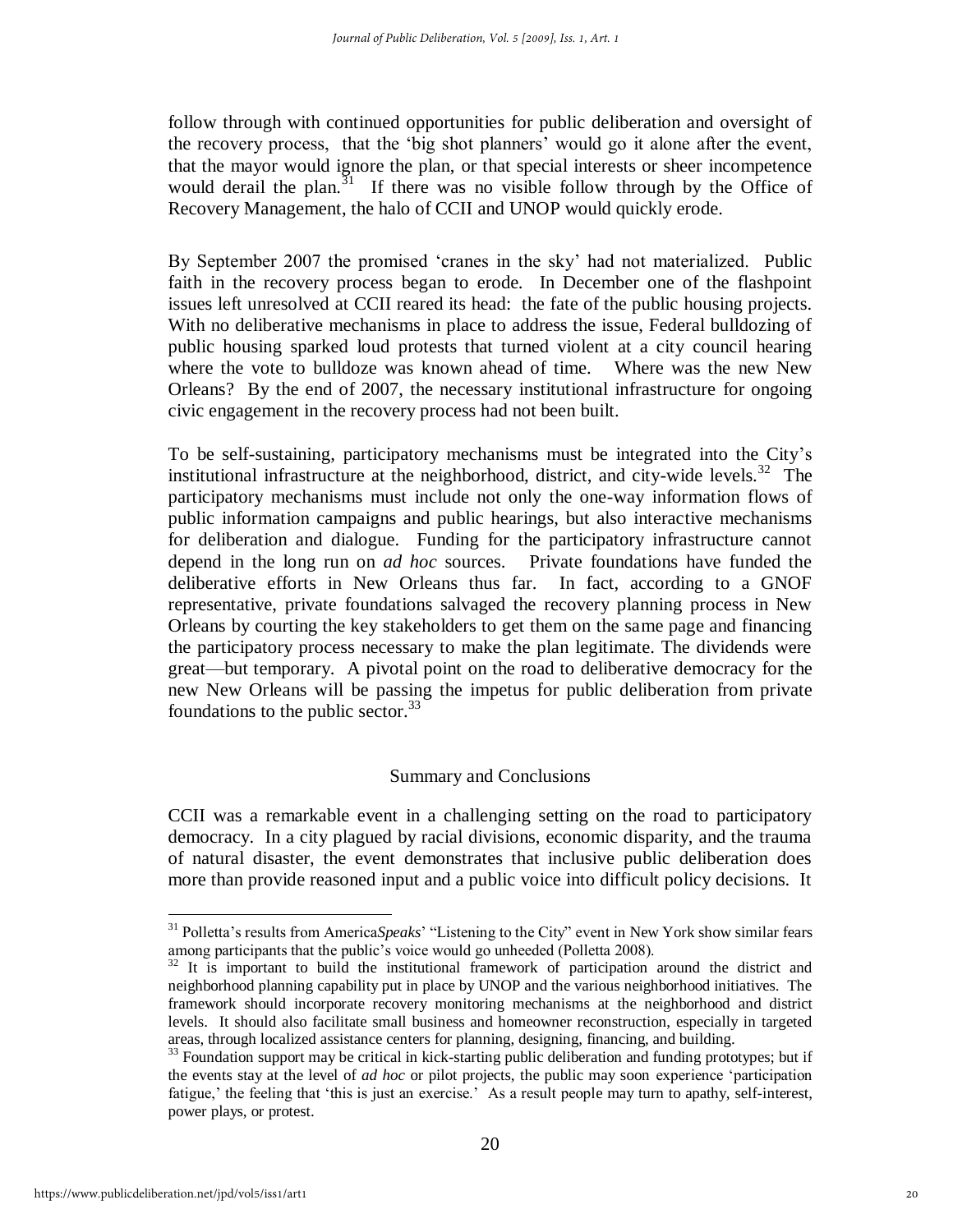follow through with continued opportunities for public deliberation and oversight of the recovery process, that the 'big shot planners' would go it alone after the event, that the mayor would ignore the plan, or that special interests or sheer incompetence would derail the plan.[31] If there was no visible follow through by the Office of Recovery Management, the halo of CCII and UNOP would quickly erode.

By September 2007 the promised 'cranes in the sky' had not materialized. Public faith in the recovery process began to erode. In December one of the flashpoint issues left unresolved at CCII reared its head: the fate of the public housing projects. With no deliberative mechanisms in place to address the issue, Federal bulldozing of public housing sparked loud protests that turned violent at a city council hearing where the vote to bulldoze was known ahead of time. Where was the new New Orleans? By the end of 2007, the necessary institutional infrastructure for ongoing civic engagement in the recovery process had not been built.

To be self-sustaining, participatory mechanisms must be integrated into the City's institutional infrastructure at the neighborhood, district, and city-wide levels.[32] The participatory mechanisms must include not only the one-way information flows of public information campaigns and public hearings, but also interactive mechanisms for deliberation and dialogue. Funding for the participatory infrastructure cannot depend in the long run on *ad hoc* sources. Private foundations have funded the deliberative efforts in New Orleans thus far. In fact, according to a GNOF representative, private foundations salvaged the recovery planning process in New Orleans by courting the key stakeholders to get them on the same page and financing the participatory process necessary to make the plan legitimate. The dividends were great—but temporary. A pivotal point on the road to deliberative democracy for the new New Orleans will be passing the impetus for public deliberation from private foundations to the public sector.[33]

## Summary and Conclusions

CCII was a remarkable event in a challenging setting on the road to participatory democracy. In a city plagued by racial divisions, economic disparity, and the trauma of natural disaster, the event demonstrates that inclusive public deliberation does more than provide reasoned input and a public voice into difficult policy decisions. It

---

[31] Polletta's results from America*Speaks*' "Listening to the City" event in New York show similar fears among participants that the public's voice would go unheeded (Polletta 2008).

[32] It is important to build the institutional framework of participation around the district and neighborhood planning capability put in place by UNOP and the various neighborhood initiatives. The framework should incorporate recovery monitoring mechanisms at the neighborhood and district levels. It should also facilitate small business and homeowner reconstruction, especially in targeted areas, through localized assistance centers for planning, designing, financing, and building.

[33] Foundation support may be critical in kick-starting public deliberation and funding prototypes; but if the events stay at the level of *ad hoc* or pilot projects, the public may soon experience 'participation fatigue,' the feeling that 'this is just an exercise.' As a result people may turn to apathy, self-interest, power plays, or protest.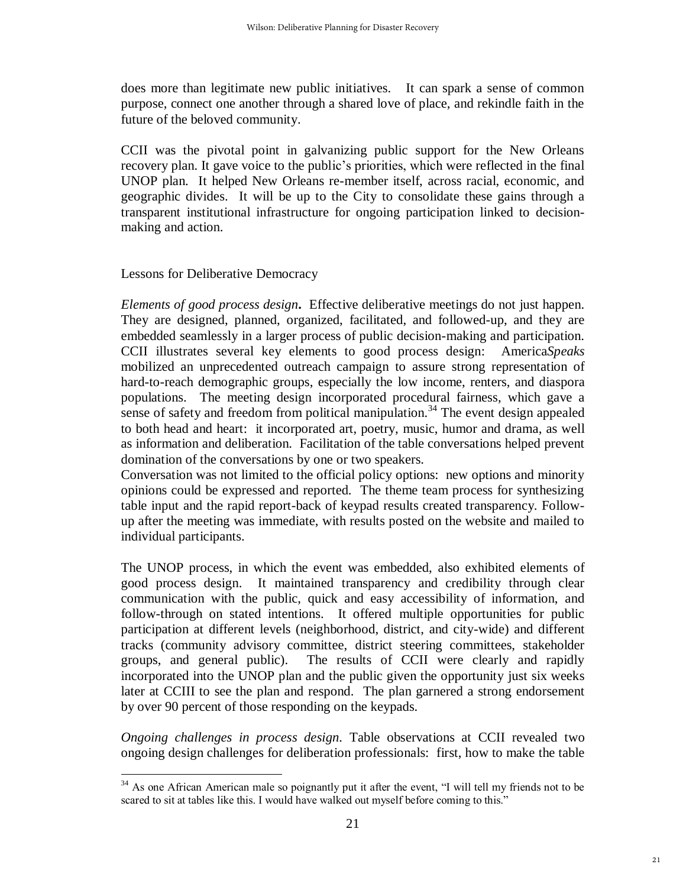does more than legitimate new public initiatives. It can spark a sense of common purpose, connect one another through a shared love of place, and rekindle faith in the future of the beloved community.

CCII was the pivotal point in galvanizing public support for the New Orleans recovery plan. It gave voice to the public's priorities, which were reflected in the final UNOP plan. It helped New Orleans re-member itself, across racial, economic, and geographic divides. It will be up to the City to consolidate these gains through a transparent institutional infrastructure for ongoing participation linked to decision-making and action.

## Lessons for Deliberative Democracy

*Elements of good process design***.** Effective deliberative meetings do not just happen. They are designed, planned, organized, facilitated, and followed-up, and they are embedded seamlessly in a larger process of public decision-making and participation. CCII illustrates several key elements to good process design: America*Speaks* mobilized an unprecedented outreach campaign to assure strong representation of hard-to-reach demographic groups, especially the low income, renters, and diaspora populations. The meeting design incorporated procedural fairness, which gave a sense of safety and freedom from political manipulation.[34] The event design appealed to both head and heart: it incorporated art, poetry, music, humor and drama, as well as information and deliberation. Facilitation of the table conversations helped prevent domination of the conversations by one or two speakers.
Conversation was not limited to the official policy options: new options and minority opinions could be expressed and reported. The theme team process for synthesizing table input and the rapid report-back of keypad results created transparency. Follow-up after the meeting was immediate, with results posted on the website and mailed to individual participants.

The UNOP process, in which the event was embedded, also exhibited elements of good process design. It maintained transparency and credibility through clear communication with the public, quick and easy accessibility of information, and follow-through on stated intentions. It offered multiple opportunities for public participation at different levels (neighborhood, district, and city-wide) and different tracks (community advisory committee, district steering committees, stakeholder groups, and general public). The results of CCII were clearly and rapidly incorporated into the UNOP plan and the public given the opportunity just six weeks later at CCIII to see the plan and respond. The plan garnered a strong endorsement by over 90 percent of those responding on the keypads.

*Ongoing challenges in process design*. Table observations at CCII revealed two ongoing design challenges for deliberation professionals: first, how to make the table

[34] As one African American male so poignantly put it after the event, "I will tell my friends not to be scared to sit at tables like this. I would have walked out myself before coming to this."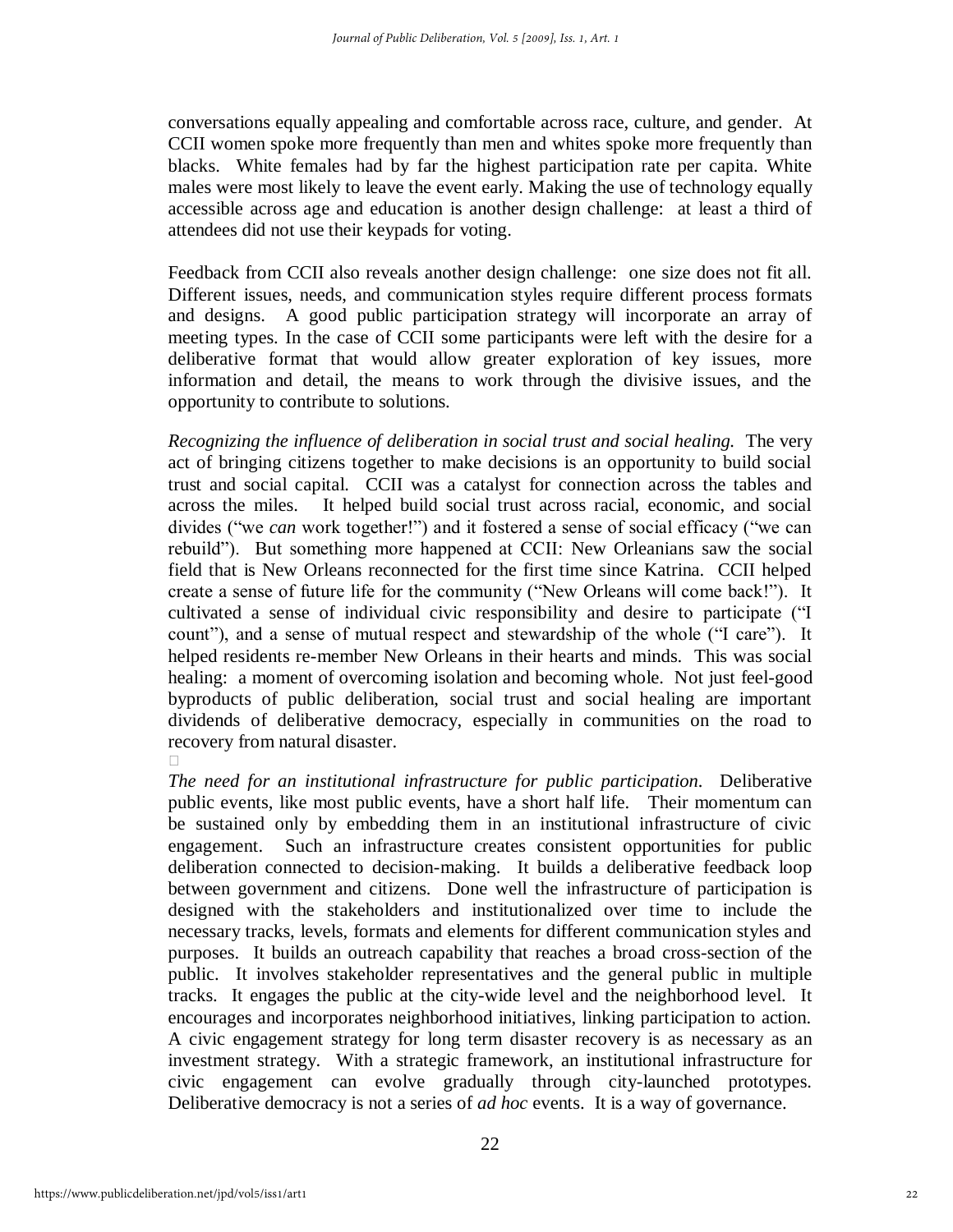conversations equally appealing and comfortable across race, culture, and gender. At CCII women spoke more frequently than men and whites spoke more frequently than blacks. White females had by far the highest participation rate per capita. White males were most likely to leave the event early. Making the use of technology equally accessible across age and education is another design challenge: at least a third of attendees did not use their keypads for voting.

Feedback from CCII also reveals another design challenge: one size does not fit all. Different issues, needs, and communication styles require different process formats and designs. A good public participation strategy will incorporate an array of meeting types. In the case of CCII some participants were left with the desire for a deliberative format that would allow greater exploration of key issues, more information and detail, the means to work through the divisive issues, and the opportunity to contribute to solutions.

*Recognizing the influence of deliberation in social trust and social healing.* The very act of bringing citizens together to make decisions is an opportunity to build social trust and social capital. CCII was a catalyst for connection across the tables and across the miles. It helped build social trust across racial, economic, and social divides ("we *can* work together!") and it fostered a sense of social efficacy ("we can rebuild"). But something more happened at CCII: New Orleanians saw the social field that is New Orleans reconnected for the first time since Katrina. CCII helped create a sense of future life for the community ("New Orleans will come back!"). It cultivated a sense of individual civic responsibility and desire to participate ("I count"), and a sense of mutual respect and stewardship of the whole ("I care"). It helped residents re-member New Orleans in their hearts and minds. This was social healing: a moment of overcoming isolation and becoming whole. Not just feel-good byproducts of public deliberation, social trust and social healing are important dividends of deliberative democracy, especially in communities on the road to recovery from natural disaster.

*The need for an institutional infrastructure for public participation.* Deliberative public events, like most public events, have a short half life. Their momentum can be sustained only by embedding them in an institutional infrastructure of civic engagement. Such an infrastructure creates consistent opportunities for public deliberation connected to decision-making. It builds a deliberative feedback loop between government and citizens. Done well the infrastructure of participation is designed with the stakeholders and institutionalized over time to include the necessary tracks, levels, formats and elements for different communication styles and purposes. It builds an outreach capability that reaches a broad cross-section of the public. It involves stakeholder representatives and the general public in multiple tracks. It engages the public at the city-wide level and the neighborhood level. It encourages and incorporates neighborhood initiatives, linking participation to action. A civic engagement strategy for long term disaster recovery is as necessary as an investment strategy. With a strategic framework, an institutional infrastructure for civic engagement can evolve gradually through city-launched prototypes. Deliberative democracy is not a series of *ad hoc* events. It is a way of governance.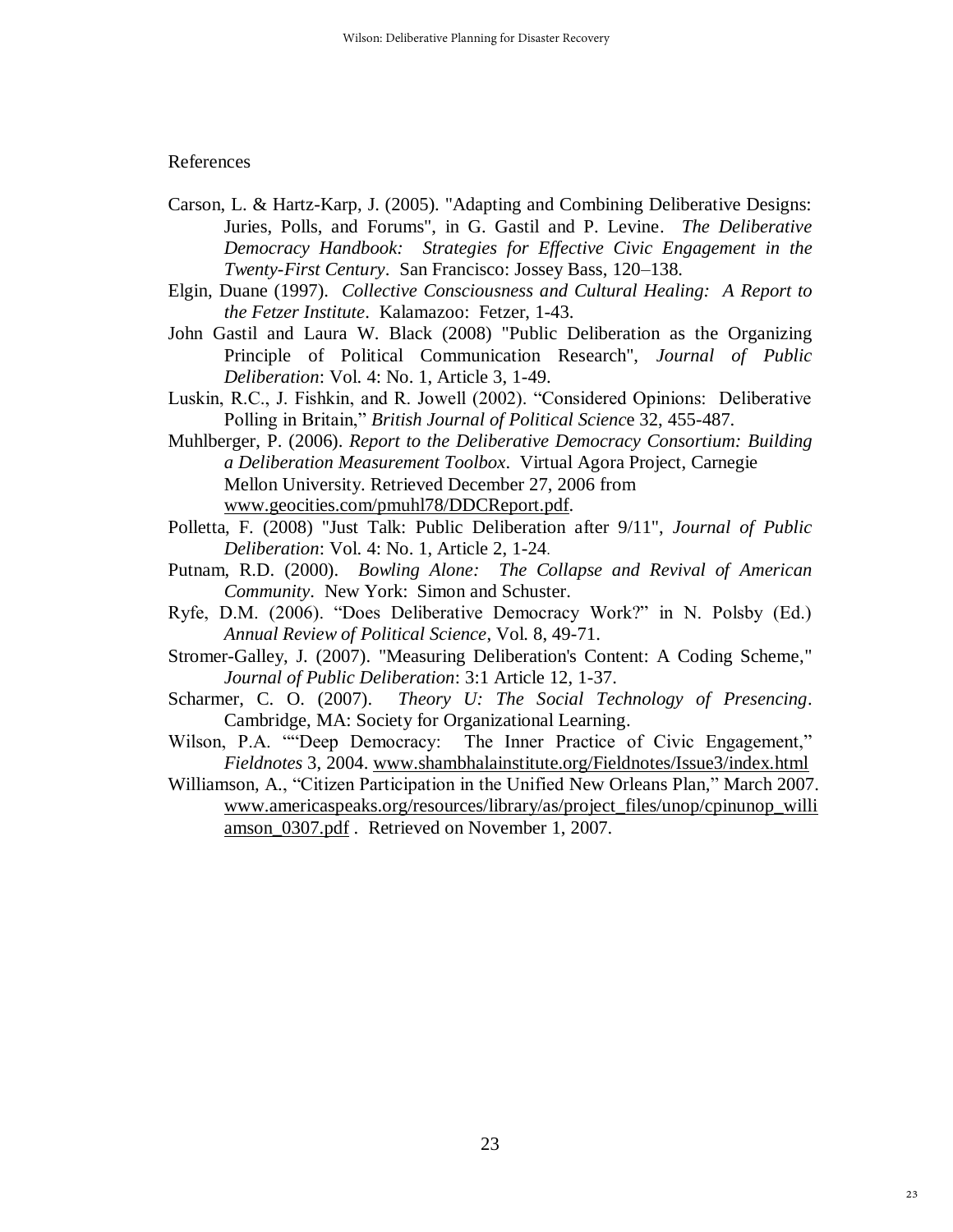References

Carson, L. & Hartz-Karp, J. (2005). "Adapting and Combining Deliberative Designs: Juries, Polls, and Forums", in G. Gastil and P. Levine. *The Deliberative Democracy Handbook: Strategies for Effective Civic Engagement in the Twenty-First Century*. San Francisco: Jossey Bass, 120–138.

Elgin, Duane (1997). *Collective Consciousness and Cultural Healing: A Report to the Fetzer Institute*. Kalamazoo: Fetzer, 1-43.

John Gastil and Laura W. Black (2008) "Public Deliberation as the Organizing Principle of Political Communication Research", *Journal of Public Deliberation*: Vol. 4: No. 1, Article 3, 1-49.

Luskin, R.C., J. Fishkin, and R. Jowell (2002). "Considered Opinions: Deliberative Polling in Britain," *British Journal of Political Science* 32, 455-487.

Muhlberger, P. (2006). *Report to the Deliberative Democracy Consortium: Building a Deliberation Measurement Toolbox*. Virtual Agora Project, Carnegie Mellon University. Retrieved December 27, 2006 from www.geocities.com/pmuhl78/DDCReport.pdf.

Polletta, F. (2008) "Just Talk: Public Deliberation after 9/11", *Journal of Public Deliberation*: Vol. 4: No. 1, Article 2, 1-24.

Putnam, R.D. (2000). *Bowling Alone: The Collapse and Revival of American Community*. New York: Simon and Schuster.

Ryfe, D.M. (2006). "Does Deliberative Democracy Work?" in N. Polsby (Ed.) *Annual Review of Political Science*, Vol. 8, 49-71.

Stromer-Galley, J. (2007). "Measuring Deliberation's Content: A Coding Scheme," *Journal of Public Deliberation*: 3:1 Article 12, 1-37.

Scharmer, C. O. (2007). *Theory U: The Social Technology of Presencing*. Cambridge, MA: Society for Organizational Learning.

Wilson, P.A. ""Deep Democracy: The Inner Practice of Civic Engagement," *Fieldnotes* 3, 2004. www.shambhalainstitute.org/Fieldnotes/Issue3/index.html

Williamson, A., "Citizen Participation in the Unified New Orleans Plan," March 2007. www.americaspeaks.org/resources/library/as/project_files/unop/cpinunop_williamson_0307.pdf . Retrieved on November 1, 2007.